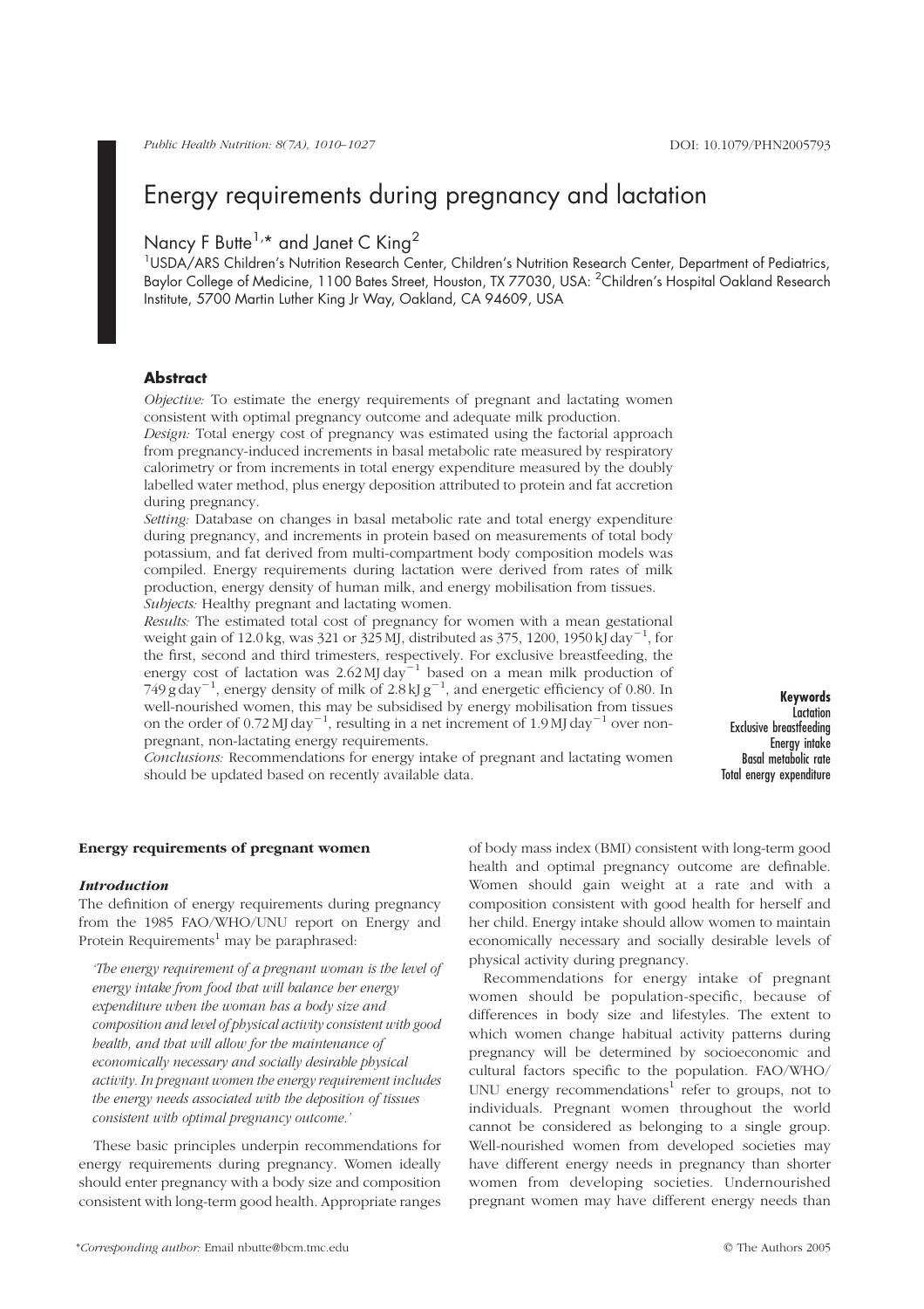# Energy requirements during pregnancy and lactation

Nancy F Butte[1,*] and Janet C King[2]

[1]USDA/ARS Children's Nutrition Research Center, Children's Nutrition Research Center, Department of Pediatrics, Baylor College of Medicine, 1100 Bates Street, Houston, TX 77030, USA: [2]Children's Hospital Oakland Research Institute, 5700 Martin Luther King Jr Way, Oakland, CA 94609, USA

## Abstract

*Objective:* To estimate the energy requirements of pregnant and lactating women consistent with optimal pregnancy outcome and adequate milk production.

*Design:* Total energy cost of pregnancy was estimated using the factorial approach from pregnancy-induced increments in basal metabolic rate measured by respiratory calorimetry or from increments in total energy expenditure measured by the doubly labelled water method, plus energy deposition attributed to protein and fat accretion during pregnancy.

*Setting:* Database on changes in basal metabolic rate and total energy expenditure during pregnancy, and increments in protein based on measurements of total body potassium, and fat derived from multi-compartment body composition models was compiled. Energy requirements during lactation were derived from rates of milk production, energy density of human milk, and energy mobilisation from tissues.

*Subjects:* Healthy pregnant and lactating women.

*Results:* The estimated total cost of pregnancy for women with a mean gestational weight gain of 12.0 kg, was 321 or 325 MJ, distributed as 375, 1200, 1950 kJ day$^{-1}$, for the first, second and third trimesters, respectively. For exclusive breastfeeding, the energy cost of lactation was 2.62 MJ day$^{-1}$ based on a mean milk production of 749 g day$^{-1}$, energy density of milk of 2.8 kJ g$^{-1}$, and energetic efficiency of 0.80. In well-nourished women, this may be subsidised by energy mobilisation from tissues on the order of 0.72 MJ day$^{-1}$, resulting in a net increment of 1.9 MJ day$^{-1}$ over non-pregnant, non-lactating energy requirements.

*Conclusions:* Recommendations for energy intake of pregnant and lactating women should be updated based on recently available data.

**Keywords**
Lactation
Exclusive breastfeeding
Energy intake
Basal metabolic rate
Total energy expenditure

## Energy requirements of pregnant women

### Introduction

The definition of energy requirements during pregnancy from the 1985 FAO/WHO/UNU report on Energy and Protein Requirements[1] may be paraphrased:

> *'The energy requirement of a pregnant woman is the level of energy intake from food that will balance her energy expenditure when the woman has a body size and composition and level of physical activity consistent with good health, and that will allow for the maintenance of economically necessary and socially desirable physical activity. In pregnant women the energy requirement includes the energy needs associated with the deposition of tissues consistent with optimal pregnancy outcome.'*

These basic principles underpin recommendations for energy requirements during pregnancy. Women ideally should enter pregnancy with a body size and composition consistent with long-term good health. Appropriate ranges of body mass index (BMI) consistent with long-term good health and optimal pregnancy outcome are definable. Women should gain weight at a rate and with a composition consistent with good health for herself and her child. Energy intake should allow women to maintain economically necessary and socially desirable levels of physical activity during pregnancy.

Recommendations for energy intake of pregnant women should be population-specific, because of differences in body size and lifestyles. The extent to which women change habitual activity patterns during pregnancy will be determined by socioeconomic and cultural factors specific to the population. FAO/WHO/UNU energy recommendations[1] refer to groups, not to individuals. Pregnant women throughout the world cannot be considered as belonging to a single group. Well-nourished women from developed societies may have different energy needs in pregnancy than shorter women from developing societies. Undernourished pregnant women may have different energy needs than

*Corresponding author: Email nbutte@bcm.tmc.edu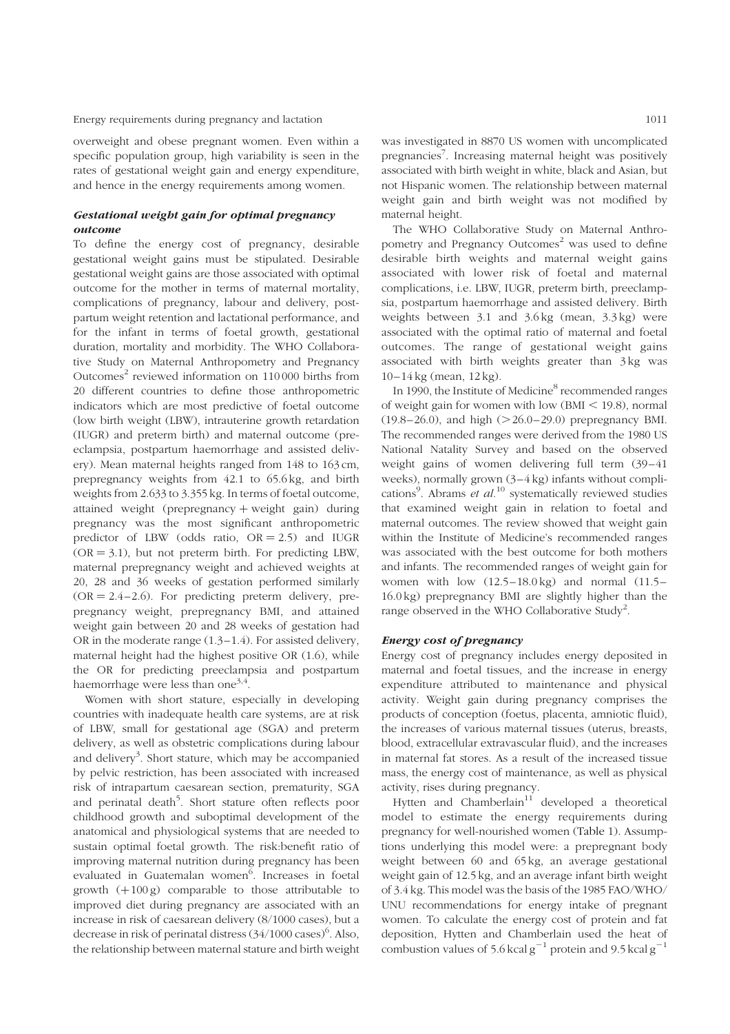overweight and obese pregnant women. Even within a specific population group, high variability is seen in the rates of gestational weight gain and energy expenditure, and hence in the energy requirements among women.

### *Gestational weight gain for optimal pregnancy outcome*

To define the energy cost of pregnancy, desirable gestational weight gains must be stipulated. Desirable gestational weight gains are those associated with optimal outcome for the mother in terms of maternal mortality, complications of pregnancy, labour and delivery, postpartum weight retention and lactational performance, and for the infant in terms of foetal growth, gestational duration, mortality and morbidity. The WHO Collaborative Study on Maternal Anthropometry and Pregnancy Outcomes[2] reviewed information on 110 000 births from 20 different countries to define those anthropometric indicators which are most predictive of foetal outcome (low birth weight (LBW), intrauterine growth retardation (IUGR) and preterm birth) and maternal outcome (preeclampsia, postpartum haemorrhage and assisted delivery). Mean maternal heights ranged from 148 to 163 cm, prepregnancy weights from 42.1 to 65.6 kg, and birth weights from 2.633 to 3.355 kg. In terms of foetal outcome, attained weight (prepregnancy + weight gain) during pregnancy was the most significant anthropometric predictor of LBW (odds ratio, OR = 2.5) and IUGR (OR = 3.1), but not preterm birth. For predicting LBW, maternal prepregnancy weight and achieved weights at 20, 28 and 36 weeks of gestation performed similarly (OR = 2.4–2.6). For predicting preterm delivery, prepregnancy weight, prepregnancy BMI, and attained weight gain between 20 and 28 weeks of gestation had OR in the moderate range (1.3–1.4). For assisted delivery, maternal height had the highest positive OR (1.6), while the OR for predicting preeclampsia and postpartum haemorrhage were less than one[3,4].

Women with short stature, especially in developing countries with inadequate health care systems, are at risk of LBW, small for gestational age (SGA) and preterm delivery, as well as obstetric complications during labour and delivery[3]. Short stature, which may be accompanied by pelvic restriction, has been associated with increased risk of intrapartum caesarean section, prematurity, SGA and perinatal death[5]. Short stature often reflects poor childhood growth and suboptimal development of the anatomical and physiological systems that are needed to sustain optimal foetal growth. The risk:benefit ratio of improving maternal nutrition during pregnancy has been evaluated in Guatemalan women[6]. Increases in foetal growth (+100 g) comparable to those attributable to improved diet during pregnancy are associated with an increase in risk of caesarean delivery (8/1000 cases), but a decrease in risk of perinatal distress (34/1000 cases)[6]. Also, the relationship between maternal stature and birth weight was investigated in 8870 US women with uncomplicated pregnancies[7]. Increasing maternal height was positively associated with birth weight in white, black and Asian, but not Hispanic women. The relationship between maternal weight gain and birth weight was not modified by maternal height.

The WHO Collaborative Study on Maternal Anthropometry and Pregnancy Outcomes[2] was used to define desirable birth weights and maternal weight gains associated with lower risk of foetal and maternal complications, i.e. LBW, IUGR, preterm birth, preeclampsia, postpartum haemorrhage and assisted delivery. Birth weights between 3.1 and 3.6 kg (mean, 3.3 kg) were associated with the optimal ratio of maternal and foetal outcomes. The range of gestational weight gains associated with birth weights greater than 3 kg was 10–14 kg (mean, 12 kg).

In 1990, the Institute of Medicine[8] recommended ranges of weight gain for women with low (BMI < 19.8), normal (19.8–26.0), and high (>26.0–29.0) prepregnancy BMI. The recommended ranges were derived from the 1980 US National Natality Survey and based on the observed weight gains of women delivering full term (39–41 weeks), normally grown (3–4 kg) infants without complications[9]. Abrams *et al.*[10] systematically reviewed studies that examined weight gain in relation to foetal and maternal outcomes. The review showed that weight gain within the Institute of Medicine's recommended ranges was associated with the best outcome for both mothers and infants. The recommended ranges of weight gain for women with low (12.5–18.0 kg) and normal (11.5–16.0 kg) prepregnancy BMI are slightly higher than the range observed in the WHO Collaborative Study[2].

### *Energy cost of pregnancy*

Energy cost of pregnancy includes energy deposited in maternal and foetal tissues, and the increase in energy expenditure attributed to maintenance and physical activity. Weight gain during pregnancy comprises the products of conception (foetus, placenta, amniotic fluid), the increases of various maternal tissues (uterus, breasts, blood, extracellular extravascular fluid), and the increases in maternal fat stores. As a result of the increased tissue mass, the energy cost of maintenance, as well as physical activity, rises during pregnancy.

Hytten and Chamberlain[11] developed a theoretical model to estimate the energy requirements during pregnancy for well-nourished women (Table 1). Assumptions underlying this model were: a prepregnant body weight between 60 and 65 kg, an average gestational weight gain of 12.5 kg, and an average infant birth weight of 3.4 kg. This model was the basis of the 1985 FAO/WHO/UNU recommendations for energy intake of pregnant women. To calculate the energy cost of protein and fat deposition, Hytten and Chamberlain used the heat of combustion values of 5.6 kcal $g^{-1}$ protein and 9.5 kcal $g^{-1}$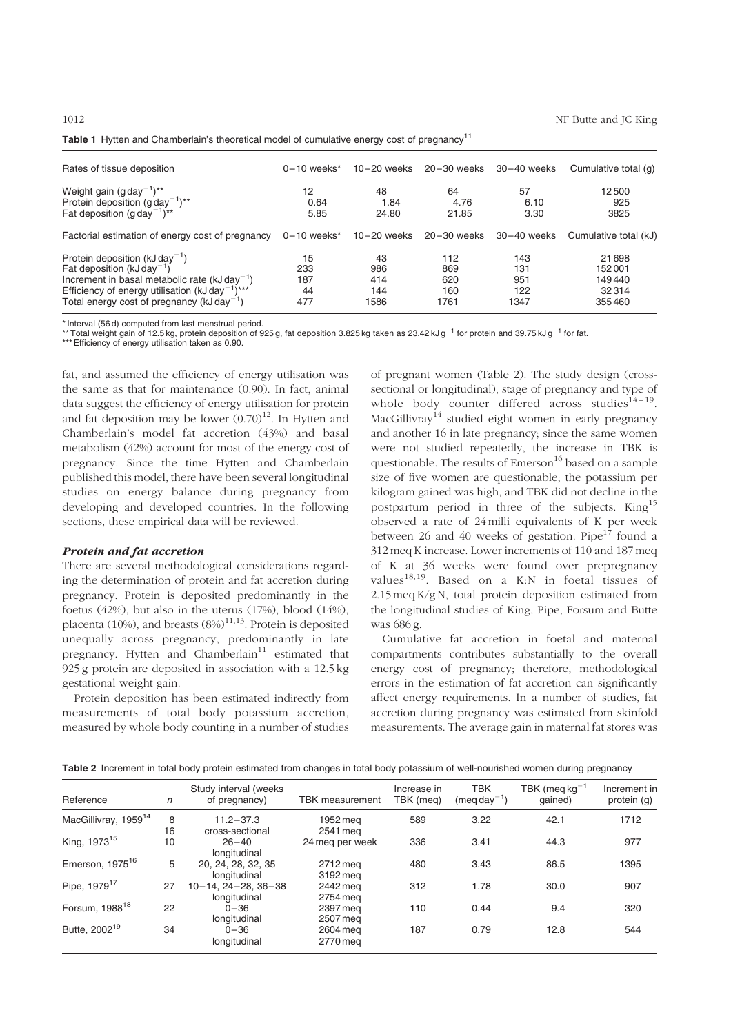**Table 1** Hytten and Chamberlain's theoretical model of cumulative energy cost of pregnancy[11]

| Rates of tissue deposition | 0–10 weeks* | 10–20 weeks | 20–30 weeks | 30–40 weeks | Cumulative total (g) |
|---|---|---|---|---|---|
| Weight gain (g day$^{-1}$)** | 12 | 48 | 64 | 57 | 12 500 |
| Protein deposition (g day$^{-1}$)** | 0.64 | 1.84 | 4.76 | 6.10 | 925 |
| Fat deposition (g day$^{-1}$)** | 5.85 | 24.80 | 21.85 | 3.30 | 3825 |
| **Factorial estimation of energy cost of pregnancy** | **0–10 weeks*** | **10–20 weeks** | **20–30 weeks** | **30–40 weeks** | **Cumulative total (kJ)** |
| Protein deposition (kJ day$^{-1}$) | 15 | 43 | 112 | 143 | 21 698 |
| Fat deposition (kJ day$^{-1}$) | 233 | 986 | 869 | 131 | 152 001 |
| Increment in basal metabolic rate (kJ day$^{-1}$) | 187 | 414 | 620 | 951 | 149 440 |
| Efficiency of energy utilisation (kJ day$^{-1}$)*** | 44 | 144 | 160 | 122 | 32 314 |
| Total energy cost of pregnancy (kJ day$^{-1}$) | 477 | 1586 | 1761 | 1347 | 355 460 |

\* Interval (56 d) computed from last menstrual period.
\** Total weight gain of 12.5 kg, protein deposition of 925 g, fat deposition 3.825 kg taken as 23.42 kJ g$^{-1}$ for protein and 39.75 kJ g$^{-1}$ for fat.
\*** Efficiency of energy utilisation taken as 0.90.

fat, and assumed the efficiency of energy utilisation was the same as that for maintenance (0.90). In fact, animal data suggest the efficiency of energy utilisation for protein and fat deposition may be lower (0.70)[12]. In Hytten and Chamberlain's model fat accretion (43%) and basal metabolism (42%) account for most of the energy cost of pregnancy. Since the time Hytten and Chamberlain published this model, there have been several longitudinal studies on energy balance during pregnancy from developing and developed countries. In the following sections, these empirical data will be reviewed.

### *Protein and fat accretion*

There are several methodological considerations regarding the determination of protein and fat accretion during pregnancy. Protein is deposited predominantly in the foetus (42%), but also in the uterus (17%), blood (14%), placenta (10%), and breasts (8%)[11,13]. Protein is deposited unequally across pregnancy, predominantly in late pregnancy. Hytten and Chamberlain[11] estimated that 925 g protein are deposited in association with a 12.5 kg gestational weight gain.

Protein deposition has been estimated indirectly from measurements of total body potassium accretion, measured by whole body counting in a number of studies of pregnant women (Table 2). The study design (cross-sectional or longitudinal), stage of pregnancy and type of whole body counter differed across studies[14–19]. MacGillivray[14] studied eight women in early pregnancy and another 16 in late pregnancy; since the same women were not studied repeatedly, the increase in TBK is questionable. The results of Emerson[16] based on a sample size of five women are questionable; the potassium per kilogram gained was high, and TBK did not decline in the postpartum period in three of the subjects. King[15] observed a rate of 24 milli equivalents of K per week between 26 and 40 weeks of gestation. Pipe[17] found a 312 meq K increase. Lower increments of 110 and 187 meq of K at 36 weeks were found over prepregnancy values[18,19]. Based on a K:N in foetal tissues of 2.15 meq K/g N, total protein deposition estimated from the longitudinal studies of King, Pipe, Forsum and Butte was 686 g.

Cumulative fat accretion in foetal and maternal compartments contributes substantially to the overall energy cost of pregnancy; therefore, methodological errors in the estimation of fat accretion can significantly affect energy requirements. In a number of studies, fat accretion during pregnancy was estimated from skinfold measurements. The average gain in maternal fat stores was

**Table 2** Increment in total body protein estimated from changes in total body potassium of well-nourished women during pregnancy

| Reference | n | Study interval (weeks of pregnancy) | TBK measurement | Increase in TBK (meq) | TBK (meq day$^{-1}$) | TBK (meq kg$^{-1}$ gained) | Increment in protein (g) |
|---|---|---|---|---|---|---|---|
| MacGillivray, 1959[14] | 8<br>16 | 11.2–37.3<br>cross-sectional | 1952 meq<br>2541 meq | 589 | 3.22 | 42.1 | 1712 |
| King, 1973[15] | 10 | 26–40<br>longitudinal | 24 meq per week | 336 | 3.41 | 44.3 | 977 |
| Emerson, 1975[16] | 5 | 20, 24, 28, 32, 35<br>longitudinal | 2712 meq<br>3192 meq | 480 | 3.43 | 86.5 | 1395 |
| Pipe, 1979[17] | 27 | 10–14, 24–28, 36–38<br>longitudinal | 2442 meq<br>2754 meq | 312 | 1.78 | 30.0 | 907 |
| Forsum, 1988[18] | 22 | 0–36<br>longitudinal | 2397 meq<br>2507 meq | 110 | 0.44 | 9.4 | 320 |
| Butte, 2002[19] | 34 | 0–36<br>longitudinal | 2604 meq<br>2770 meq | 187 | 0.79 | 12.8 | 544 |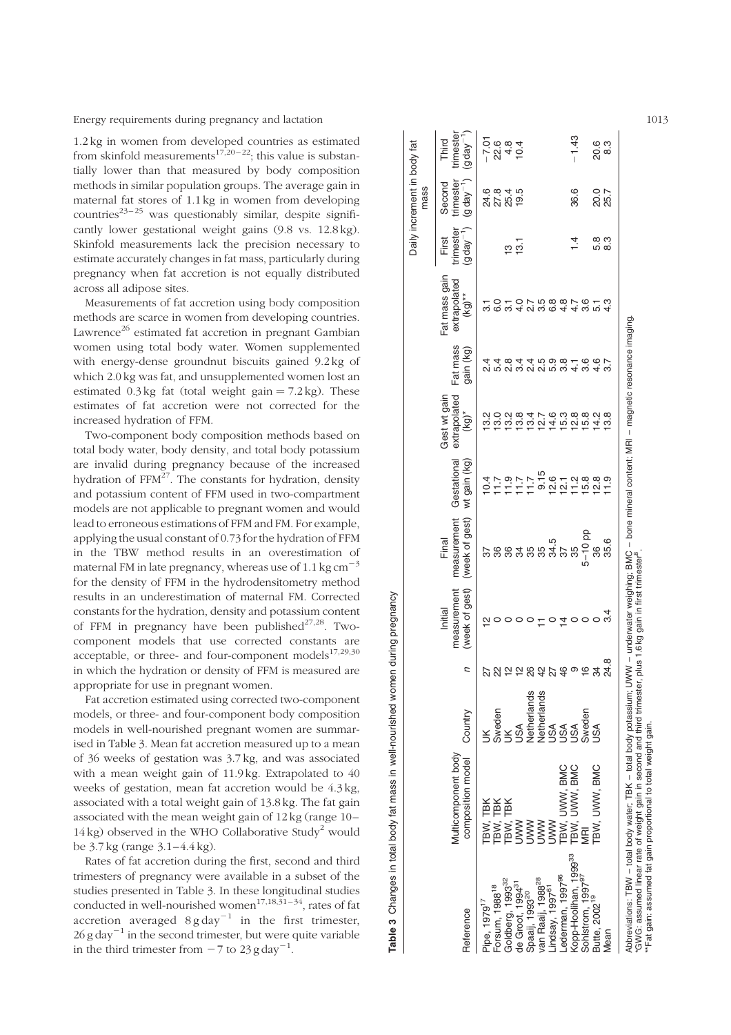1.2 kg in women from developed countries as estimated from skinfold measurements[17,20–22]; this value is substantially lower than that measured by body composition methods in similar population groups. The average gain in maternal fat stores of 1.1 kg in women from developing countries[23–25] was questionably similar, despite significantly lower gestational weight gains (9.8 vs. 12.8 kg). Skinfold measurements lack the precision necessary to estimate accurately changes in fat mass, particularly during pregnancy when fat accretion is not equally distributed across all adipose sites.

Measurements of fat accretion using body composition methods are scarce in women from developing countries. Lawrence[26] estimated fat accretion in pregnant Gambian women using total body water. Women supplemented with energy-dense groundnut biscuits gained 9.2 kg of which 2.0 kg was fat, and unsupplemented women lost an estimated 0.3 kg fat (total weight gain = 7.2 kg). These estimates of fat accretion were not corrected for the increased hydration of FFM.

Two-component body composition methods based on total body water, body density, and total body potassium are invalid during pregnancy because of the increased hydration of FFM[27]. The constants for hydration, density and potassium content of FFM used in two-compartment models are not applicable to pregnant women and would lead to erroneous estimations of FFM and FM. For example, applying the usual constant of 0.73 for the hydration of FFM in the TBW method results in an overestimation of maternal FM in late pregnancy, whereas use of 1.1 kg cm$^{-3}$ for the density of FFM in the hydrodensitometry method results in an underestimation of maternal FM. Corrected constants for the hydration, density and potassium content of FFM in pregnancy have been published[27,28]. Two-component models that use corrected constants are acceptable, or three- and four-component models[17,29,30] in which the hydration or density of FFM is measured are appropriate for use in pregnant women.

Fat accretion estimated using corrected two-component models, or three- and four-component body composition models in well-nourished pregnant women are summarised in Table 3. Mean fat accretion measured up to a mean of 36 weeks of gestation was 3.7 kg, and was associated with a mean weight gain of 11.9 kg. Extrapolated to 40 weeks of gestation, mean fat accretion would be 4.3 kg, associated with a total weight gain of 13.8 kg. The fat gain associated with the mean weight gain of 12 kg (range 10–14 kg) observed in the WHO Collaborative Study[2] would be 3.7 kg (range 3.1–4.4 kg).

Rates of fat accretion during the first, second and third trimesters of pregnancy were available in a subset of the studies presented in Table 3. In these longitudinal studies conducted in well-nourished women[17,18,31–34], rates of fat accretion averaged 8 g day$^{-1}$ in the first trimester, 26 g day$^{-1}$ in the second trimester, but were quite variable in the third trimester from −7 to 23 g day$^{-1}$.

**Table 3** Changes in total body fat mass in well-nourished women during pregnancy

| Reference | Multicomponent body composition model | Country | n | Initial measurement (week of gest) | Final measurement (week of gest) | Gestational wt gain (kg) | Gest wt gain extrapolated (kg)* | Fat mass gain (kg) | Fat mass gain extrapolated (kg)** | Daily increment in body fat mass: First trimester (g day$^{-1}$) | Second trimester (g day$^{-1}$) | Third trimester (g day$^{-1}$) |
|---|---|---|---|---|---|---|---|---|---|---|---|---|
| Pipe, 1979[17] | TBW, TBK | UK | 27 | 12 | 37 | 10.4 | 13.2 | 2.4 | 3.1 | | 24.6 | −7.01 |
| Forsum, 1988[18] | TBW, TBK | Sweden | 22 | 0 | 36 | 11.7 | 13.0 | 5.4 | 6.0 | | 27.8 | 22.6 |
| Goldberg, 1993[32] | TBW, TBK | UK | 12 | 0 | 36 | 11.9 | 13.2 | 2.8 | 3.1 | 13 | 25.4 | 4.8 |
| de Groot, 1994[31] | UWW | USA | 12 | 0 | 34 | 11.7 | 13.8 | 3.4 | 4.0 | 13.1 | 19.5 | 10.4 |
| Spaaij, 1993[20] | UWW | Netherlands | 26 | 0 | 35 | 11.7 | 13.4 | 2.4 | 2.7 | | | |
| van Raaij, 1988[28] | UWW | Netherlands | 42 | 11 | 35 | 9.15 | 12.7 | 2.5 | 3.5 | | | |
| Lindsay, 1997[61] | UWW | USA | 27 | 0 | 34.5 | 12.6 | 14.6 | 5.9 | 6.8 | | | |
| Lederman, 1997[96] | TBW, UWW, BMC | USA | 46 | 14 | 37 | 12.1 | 15.3 | 3.8 | 4.8 | | | |
| Kopp-Hoolihan, 1999[33] | TBW, UWW, BMC | USA | 9 | 0 | 35 | 11.2 | 12.8 | 4.1 | 4.7 | 1.4 | 36.6 | −1.43 |
| Sohlstrom, 1997[97] | MRI | Sweden | 16 | 0 | 5–10 pp | 15.8 | 15.8 | 3.6 | 3.6 | | | |
| Butte, 2002[19] | TBW, UWW, BMC | USA | 34 | 0 | 36 | 12.8 | 14.2 | 4.6 | 5.1 | 5.8 | 20.0 | 20.6 |
| Mean | | | 24.8 | 3.4 | 35.6 | 11.9 | 13.8 | 3.7 | 4.3 | 8.3 | 25.7 | 8.3 |

Abbreviations: TBW – total body water; TBK – total body potassium; UWW – underwater weighing; BMC – bone mineral content; MRI – magnetic resonance imaging.
*GWG: assumed linear rate of weight gain in second and third trimester, plus 1.6 kg gain in first trimester[8].
**Fat gain: assumed fat gain proportional to total weight gain.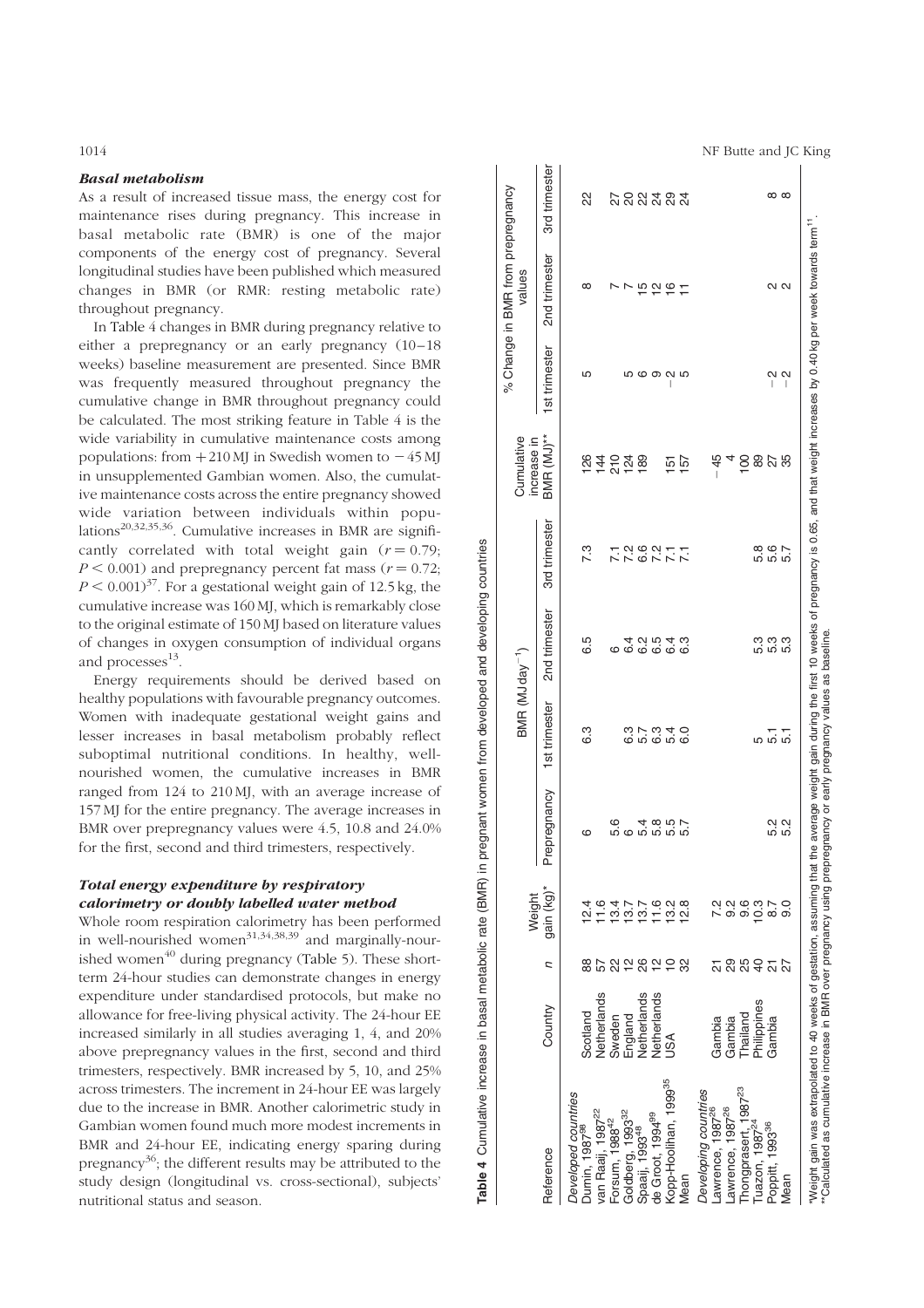### *Basal metabolism*

As a result of increased tissue mass, the energy cost for maintenance rises during pregnancy. This increase in basal metabolic rate (BMR) is one of the major components of the energy cost of pregnancy. Several longitudinal studies have been published which measured changes in BMR (or RMR: resting metabolic rate) throughout pregnancy.

In Table 4 changes in BMR during pregnancy relative to either a prepregnancy or an early pregnancy (10–18 weeks) baseline measurement are presented. Since BMR was frequently measured throughout pregnancy the cumulative change in BMR throughout pregnancy could be calculated. The most striking feature in Table 4 is the wide variability in cumulative maintenance costs among populations: from +210 MJ in Swedish women to −45 MJ in unsupplemented Gambian women. Also, the cumulative maintenance costs across the entire pregnancy showed wide variation between individuals within populations[20,32,35,36]. Cumulative increases in BMR are significantly correlated with total weight gain ($r = 0.79$; $P < 0.001$) and prepregnancy percent fat mass ($r = 0.72$; $P < 0.001$)[37]. For a gestational weight gain of 12.5 kg, the cumulative increase was 160 MJ, which is remarkably close to the original estimate of 150 MJ based on literature values of changes in oxygen consumption of individual organs and processes[13].

Energy requirements should be derived based on healthy populations with favourable pregnancy outcomes. Women with inadequate gestational weight gains and lesser increases in basal metabolism probably reflect suboptimal nutritional conditions. In healthy, well-nourished women, the cumulative increases in BMR ranged from 124 to 210 MJ, with an average increase of 157 MJ for the entire pregnancy. The average increases in BMR over prepregnancy values were 4.5, 10.8 and 24.0% for the first, second and third trimesters, respectively.

### *Total energy expenditure by respiratory calorimetry or doubly labelled water method*

Whole room respiration calorimetry has been performed in well-nourished women[31,34,38,39] and marginally-nourished women[40] during pregnancy (Table 5). These short-term 24-hour studies can demonstrate changes in energy expenditure under standardised protocols, but make no allowance for free-living physical activity. The 24-hour EE increased similarly in all studies averaging 1, 4, and 20% above prepregnancy values in the first, second and third trimesters, respectively. BMR increased by 5, 10, and 25% across trimesters. The increment in 24-hour EE was largely due to the increase in BMR. Another calorimetric study in Gambian women found much more modest increments in BMR and 24-hour EE, indicating energy sparing during pregnancy[36]; the different results may be attributed to the study design (longitudinal vs. cross-sectional), subjects' nutritional status and season.

**Table 4** Cumulative increase in basal metabolic rate (BMR) in pregnant women from developed and developing countries

| Reference | Country | n | Weight gain (kg)* | BMR (MJ day$^{-1}$) | | | | Cumulative increase in BMR (MJ)** | % Change in BMR from prepregnancy values | | |
|---|---|---|---|---|---|---|---|---|---|---|---|
| | | | | Prepregnancy | 1st trimester | 2nd trimester | 3rd trimester | | 1st trimester | 2nd trimester | 3rd trimester |
| *Developed countries* | | | | | | | | | | | |
| Durnin, 1987[98] | Scotland | 88 | 12.4 | 6 | 6.3 | 6.5 | 7.3 | 126 | 5 | 8 | 22 |
| van Raaij, 1987[22] | Netherlands | 57 | 11.6 | | | | | 144 | | | |
| Forsum, 1988[42] | Sweden | 22 | 13.4 | 5.6 | | 6 | 7.1 | 210 | | 7 | 27 |
| Goldberg, 1993[32] | England | 12 | 13.7 | 6 | 6.3 | 6.4 | 7.2 | 124 | 5 | 7 | 20 |
| Spaaij, 1993[48] | Netherlands | 26 | 13.7 | 5.4 | 5.7 | 6.2 | 6.6 | 189 | 6 | 15 | 22 |
| de Groot, 1994[99] | Netherlands | 12 | 11.6 | 5.8 | 6.3 | 6.5 | 7.2 | | 9 | 12 | 24 |
| Kopp-Hoolihan, 1999[35] | USA | 10 | 13.2 | 5.5 | 5.4 | 6.4 | 7.1 | 151 | −2 | 16 | 29 |
| Mean | | 32 | 12.8 | 5.7 | 6.0 | 6.3 | 7.1 | 157 | 5 | 11 | 24 |
| *Developing countries* | | | | | | | | | | | |
| Lawrence, 1987[26] | Gambia | 21 | 7.2 | | | | | −45 | | | |
| Lawrence, 1987[26] | Gambia | 29 | 9.2 | | | | | 4 | | | |
| Thongprasert, 1987[23] | Thailand | 25 | 9.6 | | | | | 100 | | | |
| Tuazon, 1987[24] | Philippines | 40 | 10.3 | | 5 | 5.3 | 5.8 | 89 | | | |
| Poppitt, 1993[36] | Gambia | 21 | 8.7 | 5.2 | 5.1 | 5.3 | 5.6 | 27 | −2 | 2 | 8 |
| Mean | | 27 | 9.0 | 5.2 | 5.1 | 5.3 | 5.7 | 35 | −2 | 2 | 8 |

*Weight gain was extrapolated to 40 weeks of gestation, assuming that the average weight gain during the first 10 weeks of pregnancy is 0.65, and that weight increases by 0.40 kg per week towards term[11].
**Calculated as cumulative increase in BMR over pregnancy using prepregnancy or early pregnancy values as baseline.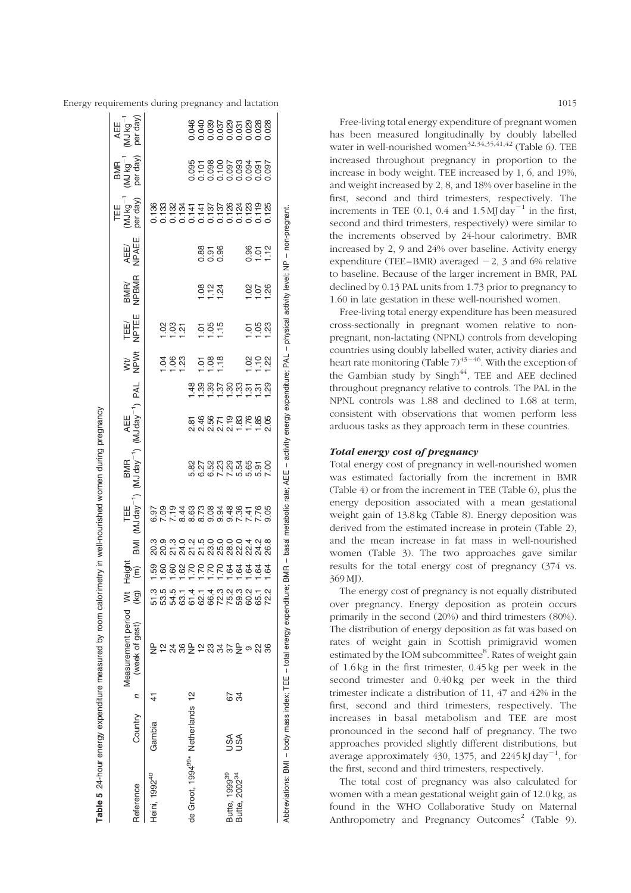**Table 5** 24-hour energy expenditure measured by room calorimetry in well-nourished women during pregnancy

| Reference | Country | n | Measurement period (week of gest) | Wt (kg) | Height (m) | BMI | TEE (MJ day$^{-1}$) | BMR (MJ day$^{-1}$) | AEE (MJ day$^{-1}$) | PAL | Wt/ NPWt | TEE/ NPTEE | BMR/ NPBMR | AEE/ NPAEE | TEE (MJ kg$^{-1}$ per day) | BMR (MJ kg$^{-1}$ per day) | AEE (MJ kg$^{-1}$ per day) |
|---|---|---|---|---|---|---|---|---|---|---|---|---|---|---|---|---|---|
| Heini, 1992[40] | Gambia | 41 | NP | 51.3 | 1.59 | 20.3 | 6.97 | | | | | | | | 0.136 | | |
| | | | 12 | 53.5 | 1.60 | 20.9 | 7.09 | | | | 1.04 | 1.02 | | | 0.133 | | |
| | | | 24 | 54.5 | 1.60 | 21.3 | 7.19 | | | | 1.06 | 1.03 | | | 0.132 | | |
| | | | 36 | 63.1 | 1.62 | 24.0 | 8.44 | | | | 1.23 | 1.21 | | | 0.134 | | |
| de Groot, 1994[99]* | Netherlands | 12 | NP | 61.4 | 1.70 | 21.2 | 8.63 | 5.82 | 2.81 | 1.48 | | | | | 0.141 | 0.095 | 0.046 |
| | | | 12 | 62.1 | 1.70 | 21.5 | 8.73 | 6.27 | 2.46 | 1.39 | 1.01 | 1.01 | 1.08 | 0.88 | 0.141 | 0.101 | 0.040 |
| | | | 23 | 66.4 | 1.70 | 23.0 | 9.08 | 6.52 | 2.56 | 1.39 | 1.08 | 1.05 | 1.12 | 0.91 | 0.137 | 0.098 | 0.039 |
| | | | 34 | 72.3 | 1.70 | 25.0 | 9.94 | 7.23 | 2.71 | 1.37 | 1.18 | 1.15 | 1.24 | 0.96 | 0.137 | 0.100 | 0.037 |
| Butte, 1999[39] | USA | 67 | 37 | 75.2 | 1.64 | 28.0 | 9.48 | 7.29 | 2.19 | 1.30 | | | | | 0.126 | 0.097 | 0.029 |
| Butte, 2002[34] | USA | 34 | NP | 59.3 | 1.64 | 22.0 | 7.36 | 5.54 | 1.83 | 1.33 | | | | | 0.124 | 0.093 | 0.031 |
| | | | 9 | 60.2 | 1.64 | 22.4 | 7.41 | 5.65 | 1.76 | 1.31 | 1.02 | 1.01 | 1.02 | 0.96 | 0.123 | 0.094 | 0.029 |
| | | | 22 | 65.1 | 1.64 | 24.2 | 7.76 | 5.91 | 1.85 | 1.31 | 1.10 | 1.05 | 1.07 | 1.01 | 0.119 | 0.091 | 0.028 |
| | | | 36 | 72.2 | 1.64 | 26.8 | 9.05 | 7.00 | 2.05 | 1.29 | 1.22 | 1.23 | 1.26 | 1.12 | 0.125 | 0.097 | 0.028 |

Abbreviations: BMI – body mass index; TEE – total energy expenditure; BMR – basal metabolic rate; AEE – activity energy expenditure; PAL – physical activity level; NP – non-pregnant.

Free-living total energy expenditure of pregnant women has been measured longitudinally by doubly labelled water in well-nourished women[32,34,35,41,42] (Table 6). TEE increased throughout pregnancy in proportion to the increase in body weight. TEE increased by 1, 6, and 19%, and weight increased by 2, 8, and 18% over baseline in the first, second and third trimesters, respectively. The increments in TEE (0.1, 0.4 and 1.5 MJ day$^{-1}$ in the first, second and third trimesters, respectively) were similar to the increments observed by 24-hour calorimetry. BMR increased by 2, 9 and 24% over baseline. Activity energy expenditure (TEE−BMR) averaged −2, 3 and 6% relative to baseline. Because of the larger increment in BMR, PAL declined by 0.13 PAL units from 1.73 prior to pregnancy to 1.60 in late gestation in these well-nourished women.

Free-living total energy expenditure has been measured cross-sectionally in pregnant women relative to non-pregnant, non-lactating (NPNL) controls from developing countries using doubly labelled water, activity diaries and heart rate monitoring (Table 7)[43–46]. With the exception of the Gambian study by Singh[44], TEE and AEE declined throughout pregnancy relative to controls. The PAL in the NPNL controls was 1.88 and declined to 1.68 at term, consistent with observations that women perform less arduous tasks as they approach term in these countries.

### *Total energy cost of pregnancy*

Total energy cost of pregnancy in well-nourished women was estimated factorially from the increment in BMR (Table 4) or from the increment in TEE (Table 6), plus the energy deposition associated with a mean gestational weight gain of 13.8 kg (Table 8). Energy deposition was derived from the estimated increase in protein (Table 2), and the mean increase in fat mass in well-nourished women (Table 3). The two approaches gave similar results for the total energy cost of pregnancy (374 vs. 369 MJ).

The energy cost of pregnancy is not equally distributed over pregnancy. Energy deposition as protein occurs primarily in the second (20%) and third trimesters (80%). The distribution of energy deposition as fat was based on rates of weight gain in Scottish primigravid women estimated by the IOM subcommittee[8]. Rates of weight gain of 1.6 kg in the first trimester, 0.45 kg per week in the second trimester and 0.40 kg per week in the third trimester indicate a distribution of 11, 47 and 42% in the first, second and third trimesters, respectively. The increases in basal metabolism and TEE are most pronounced in the second half of pregnancy. The two approaches provided slightly different distributions, but average approximately 430, 1375, and 2245 kJ day$^{-1}$, for the first, second and third trimesters, respectively.

The total cost of pregnancy was also calculated for women with a mean gestational weight gain of 12.0 kg, as found in the WHO Collaborative Study on Maternal Anthropometry and Pregnancy Outcomes[2] (Table 9).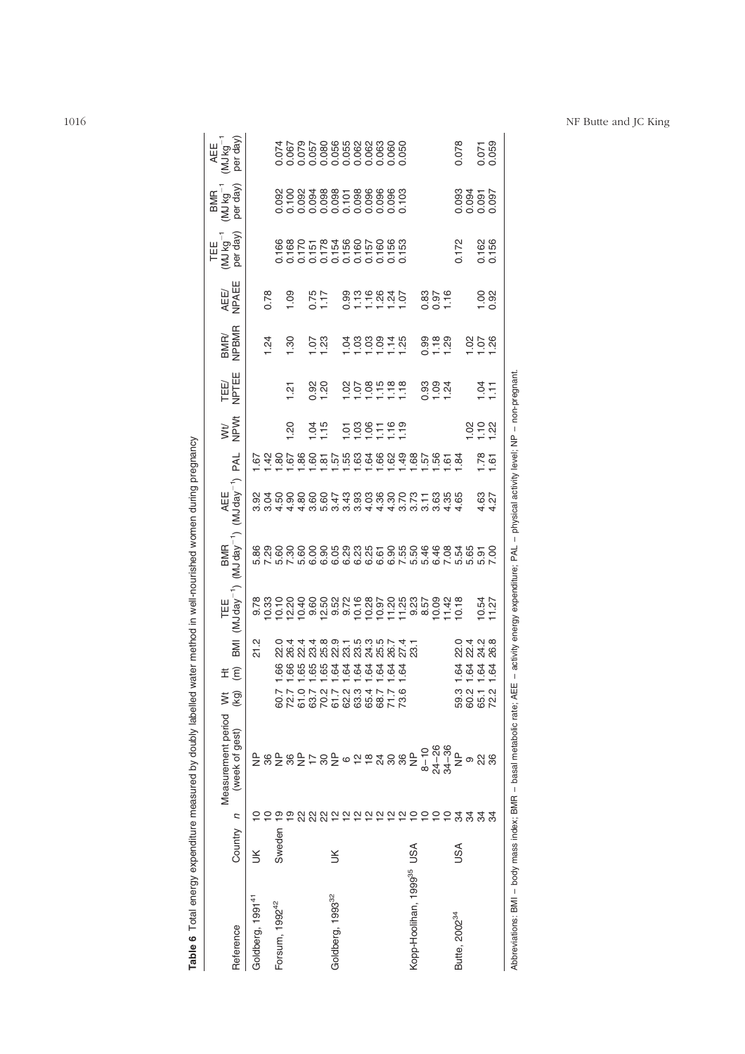**Table 6** Total energy expenditure measured by doubly labelled water method in well-nourished women during pregnancy

| Reference | Country | n | Measurement period (week of gest) | Wt (kg) | Ht (m) | BMI | TEE (MJ day$^{-1}$) | BMR (MJ day$^{-1}$) | AEE (MJ day$^{-1}$) | PAL | Wt/NPWt | TEE/NPTEE | BMR/NPBMR | AEE/NPAEE | TEE (MJ kg$^{-1}$ per day) | BMR (MJ kg$^{-1}$ per day) | AEE (MJ kg$^{-1}$ per day) |
|---|---|---|---|---|---|---|---|---|---|---|---|---|---|---|---|---|---|
| Goldberg, 1991[41] | UK | 10 | NP | | | 21.2 | 9.78 | 5.86 | 3.92 | 1.67 | | | | | | | |
| | | 10 | 36 | | | | 10.33 | 7.29 | 3.04 | 1.42 | | | 1.24 | 0.78 | | | |
| Forsum, 1992[42] | Sweden | 19 | NP | 60.7 | 1.66 | 22.0 | 10.10 | 5.60 | 4.50 | 1.80 | | | | | 0.166 | 0.092 | 0.074 |
| | | 19 | 36 | 72.7 | 1.66 | 26.4 | 12.20 | 7.30 | 4.90 | 1.67 | 1.20 | 1.21 | 1.30 | 1.09 | 0.168 | 0.100 | 0.067 |
| | | 22 | NP | 61.0 | 1.65 | 22.4 | 10.40 | 5.60 | 4.80 | 1.86 | | | | | 0.170 | 0.092 | 0.079 |
| | | 22 | 17 | 63.7 | 1.65 | 23.4 | 9.60 | 6.00 | 3.60 | 1.60 | 1.04 | 0.92 | 1.07 | 0.75 | 0.151 | 0.094 | 0.057 |
| | | 22 | 30 | 70.2 | 1.65 | 25.8 | 12.50 | 6.90 | 5.60 | 1.81 | 1.15 | 1.20 | 1.23 | 1.17 | 0.178 | 0.098 | 0.080 |
| Goldberg, 1993[32] | UK | 12 | NP | 61.7 | 1.64 | 22.9 | 9.52 | 6.05 | 3.47 | 1.57 | | | | | 0.154 | 0.098 | 0.056 |
| | | 12 | 6 | 62.2 | 1.64 | 23.1 | 9.72 | 6.29 | 3.43 | 1.55 | 1.01 | 1.02 | 1.04 | 0.99 | 0.156 | 0.101 | 0.055 |
| | | 12 | 12 | 63.3 | 1.64 | 23.5 | 10.16 | 6.23 | 3.93 | 1.63 | 1.03 | 1.07 | 1.03 | 1.13 | 0.160 | 0.098 | 0.062 |
| | | 12 | 18 | 65.4 | 1.64 | 24.3 | 10.28 | 6.25 | 4.03 | 1.64 | 1.06 | 1.08 | 1.03 | 1.16 | 0.157 | 0.096 | 0.062 |
| | | 12 | 24 | 68.7 | 1.64 | 25.5 | 10.97 | 6.61 | 4.36 | 1.66 | 1.11 | 1.15 | 1.09 | 1.26 | 0.160 | 0.096 | 0.063 |
| | | 12 | 30 | 71.7 | 1.64 | 26.7 | 11.20 | 6.90 | 4.30 | 1.62 | 1.16 | 1.18 | 1.14 | 1.24 | 0.156 | 0.096 | 0.060 |
| | | 12 | 36 | 73.6 | 1.64 | 27.4 | 11.25 | 7.55 | 3.70 | 1.49 | 1.19 | 1.18 | 1.25 | 1.07 | 0.153 | 0.103 | 0.050 |
| Kopp-Hoolihan, 1999[35] | USA | 10 | NP | | | 23.1 | 9.23 | 5.50 | 3.73 | 1.68 | | | | | | | |
| | | 10 | 8–10 | | | | 8.57 | 5.46 | 3.11 | 1.57 | | 0.93 | 0.99 | 0.83 | | | |
| | | 10 | 24–26 | | | | 10.09 | 6.46 | 3.63 | 1.56 | | 1.09 | 1.18 | 0.97 | | | |
| | | 10 | 34–36 | | | | 11.42 | 7.08 | 4.35 | 1.61 | | 1.24 | 1.29 | 1.16 | | | |
| Butte, 2002[34] | USA | 34 | NP | 59.3 | 1.64 | 22.0 | 10.18 | 5.54 | 4.65 | 1.84 | | | | | 0.172 | 0.093 | 0.078 |
| | | 34 | 9 | 60.2 | 1.64 | 22.4 | | 5.65 | | | 1.02 | | 1.02 | | | 0.094 | |
| | | 34 | 22 | 65.1 | 1.64 | 24.2 | 10.54 | 5.91 | 4.63 | 1.78 | 1.10 | 1.04 | 1.07 | 1.00 | 0.162 | 0.091 | 0.071 |
| | | 34 | 36 | 72.2 | 1.64 | 26.8 | 11.27 | 7.00 | 4.27 | 1.61 | 1.22 | 1.11 | 1.26 | 0.92 | 0.156 | 0.097 | 0.059 |

Abbreviations: BMI – body mass index; BMR – basal metabolic rate; AEE – activity energy expenditure; PAL – physical activity level; NP – non-pregnant.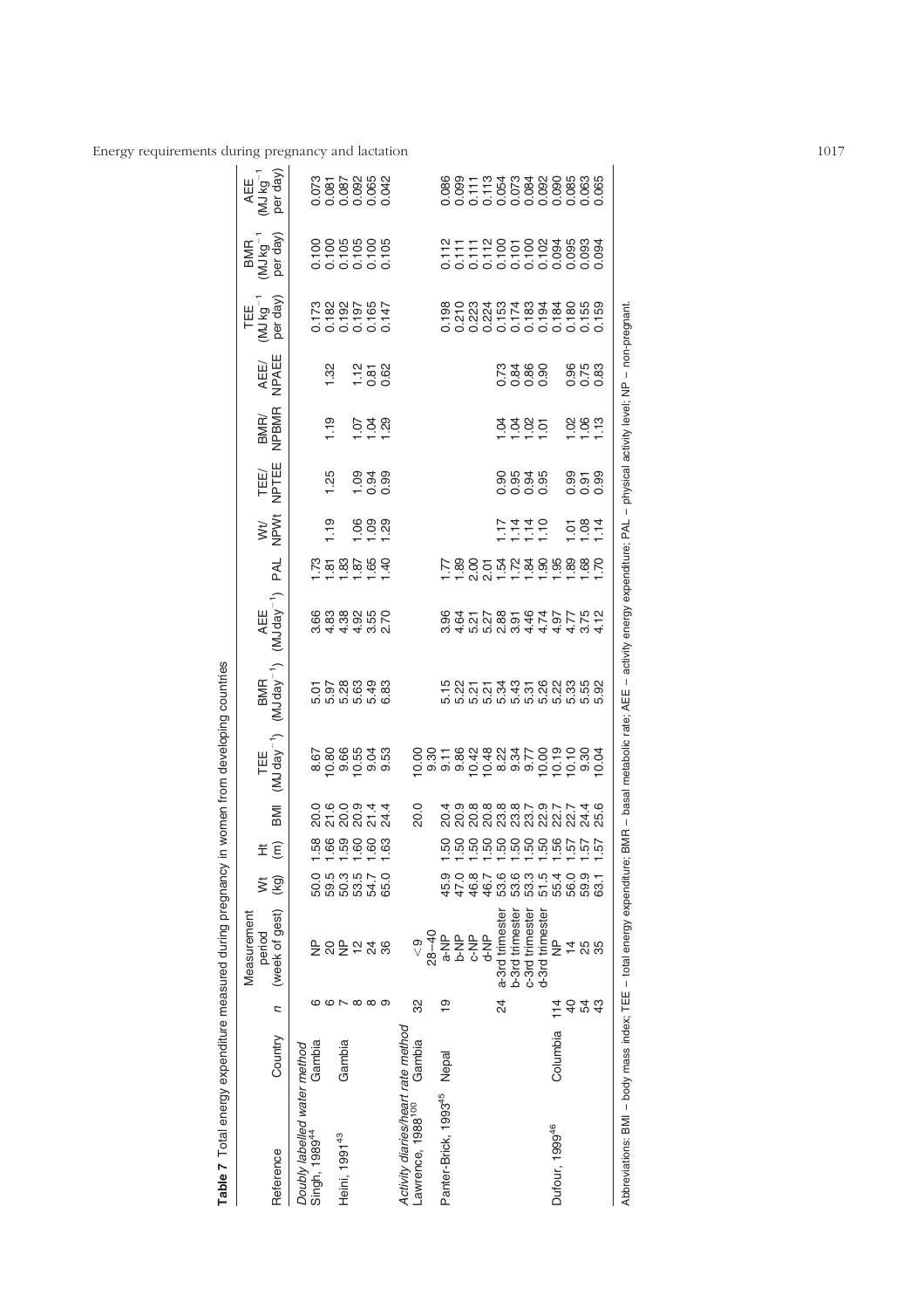**Table 7** Total energy expenditure measured during pregnancy in women from developing countries

| Reference | Country | n | Measurement period (week of gest) | Wt (kg) | Ht (m) | BMI | TEE (MJ day$^{-1}$) | BMR (MJ day$^{-1}$) | AEE (MJ day$^{-1}$) | PAL | Wt/NPWt | TEE/NPTEE | BMR/NPBMR | AEE/NPAEE | TEE (MJ kg$^{-1}$ per day) | BMR (MJ kg$^{-1}$ per day) | AEE (MJ kg$^{-1}$ per day) |
|---|---|---|---|---|---|---|---|---|---|---|---|---|---|---|---|---|---|
| *Doubly labelled water method* | | | | | | | | | | | | | | | | | |
| Singh, 1989[44] | Gambia | 6 | NP | 50.0 | 1.58 | 20.0 | 8.67 | 5.01 | 3.66 | 1.73 | | | | | 0.173 | 0.100 | 0.073 |
| | | 6 | 20 | 59.5 | 1.66 | 21.6 | 10.80 | 5.97 | 4.83 | 1.81 | 1.19 | 1.25 | 1.19 | 1.32 | 0.182 | 0.100 | 0.081 |
| Heini, 1991[43] | Gambia | 7 | NP | 50.3 | 1.59 | 20.0 | 9.66 | 5.28 | 4.38 | 1.83 | | | | | 0.192 | 0.105 | 0.087 |
| | | 8 | 12 | 53.5 | 1.60 | 20.9 | 10.55 | 5.63 | 4.92 | 1.87 | 1.06 | 1.09 | 1.07 | 1.12 | 0.197 | 0.105 | 0.092 |
| | | 8 | 24 | 54.7 | 1.60 | 21.4 | 9.04 | 5.49 | 3.55 | 1.65 | 1.09 | 0.94 | 1.04 | 0.81 | 0.165 | 0.100 | 0.065 |
| | | 9 | 36 | 65.0 | 1.63 | 24.4 | 9.53 | 6.83 | 2.70 | 1.40 | 1.29 | 0.99 | 1.29 | 0.62 | 0.147 | 0.105 | 0.042 |
| *Activity diaries/heart rate method* | | | | | | | | | | | | | | | | | |
| Lawrence, 1988[100] | Gambia | 32 | <9 | | | 20.0 | 10.00 | | | | | | | | | | |
| | | | 28–40 | | | | 9.30 | | | | | | | | | | |
| Panter-Brick, 1993[45] | Nepal | 19 | a-NP | 45.9 | 1.50 | 20.4 | 9.11 | 5.15 | 3.96 | 1.77 | | | | | 0.198 | 0.112 | 0.086 |
| | | | b-NP | 47.0 | 1.50 | 20.9 | 9.86 | 5.22 | 4.64 | 1.89 | | | | | 0.210 | 0.111 | 0.099 |
| | | | c-NP | 46.8 | 1.50 | 20.8 | 10.42 | 5.21 | 5.21 | 2.00 | | | | | 0.223 | 0.111 | 0.111 |
| | | | d-NP | 46.7 | 1.50 | 20.8 | 10.48 | 5.21 | 5.27 | 2.01 | | | | | 0.224 | 0.112 | 0.113 |
| | | 24 | a-3rd trimester | 53.6 | 1.50 | 23.8 | 8.22 | 5.34 | 2.88 | 1.54 | 1.17 | 0.90 | 1.04 | 0.73 | 0.153 | 0.100 | 0.054 |
| | | | b-3rd trimester | 53.6 | 1.50 | 23.8 | 9.34 | 5.43 | 3.91 | 1.72 | 1.14 | 0.95 | 1.04 | 0.84 | 0.174 | 0.101 | 0.073 |
| | | | c-3rd trimester | 53.3 | 1.50 | 23.7 | 9.77 | 5.31 | 4.46 | 1.84 | 1.14 | 0.94 | 1.02 | 0.86 | 0.183 | 0.100 | 0.084 |
| | | | d-3rd trimester | 51.5 | 1.50 | 22.9 | 10.00 | 5.26 | 4.74 | 1.90 | 1.10 | 0.95 | 1.01 | 0.90 | 0.194 | 0.102 | 0.092 |
| Dufour, 1999[46] | Columbia | 114 | NP | 55.4 | 1.56 | 22.7 | 10.19 | 5.22 | 4.97 | 1.95 | | | | | 0.184 | 0.094 | 0.090 |
| | | 40 | 14 | 56.0 | 1.57 | 22.7 | 10.10 | 5.33 | 4.77 | 1.89 | 1.01 | 0.99 | 1.02 | 0.96 | 0.180 | 0.095 | 0.085 |
| | | 54 | 25 | 59.9 | 1.57 | 24.4 | 9.30 | 5.55 | 3.75 | 1.68 | 1.08 | 0.91 | 1.06 | 0.75 | 0.155 | 0.093 | 0.063 |
| | | 43 | 35 | 63.1 | 1.57 | 25.6 | 10.04 | 5.92 | 4.12 | 1.70 | 1.14 | 0.99 | 1.13 | 0.83 | 0.159 | 0.094 | 0.065 |

Abbreviations: BMI – body mass index; TEE – total energy expenditure; BMR – basal metabolic rate; AEE – activity energy expenditure; PAL – physical activity level; NP – non-pregnant.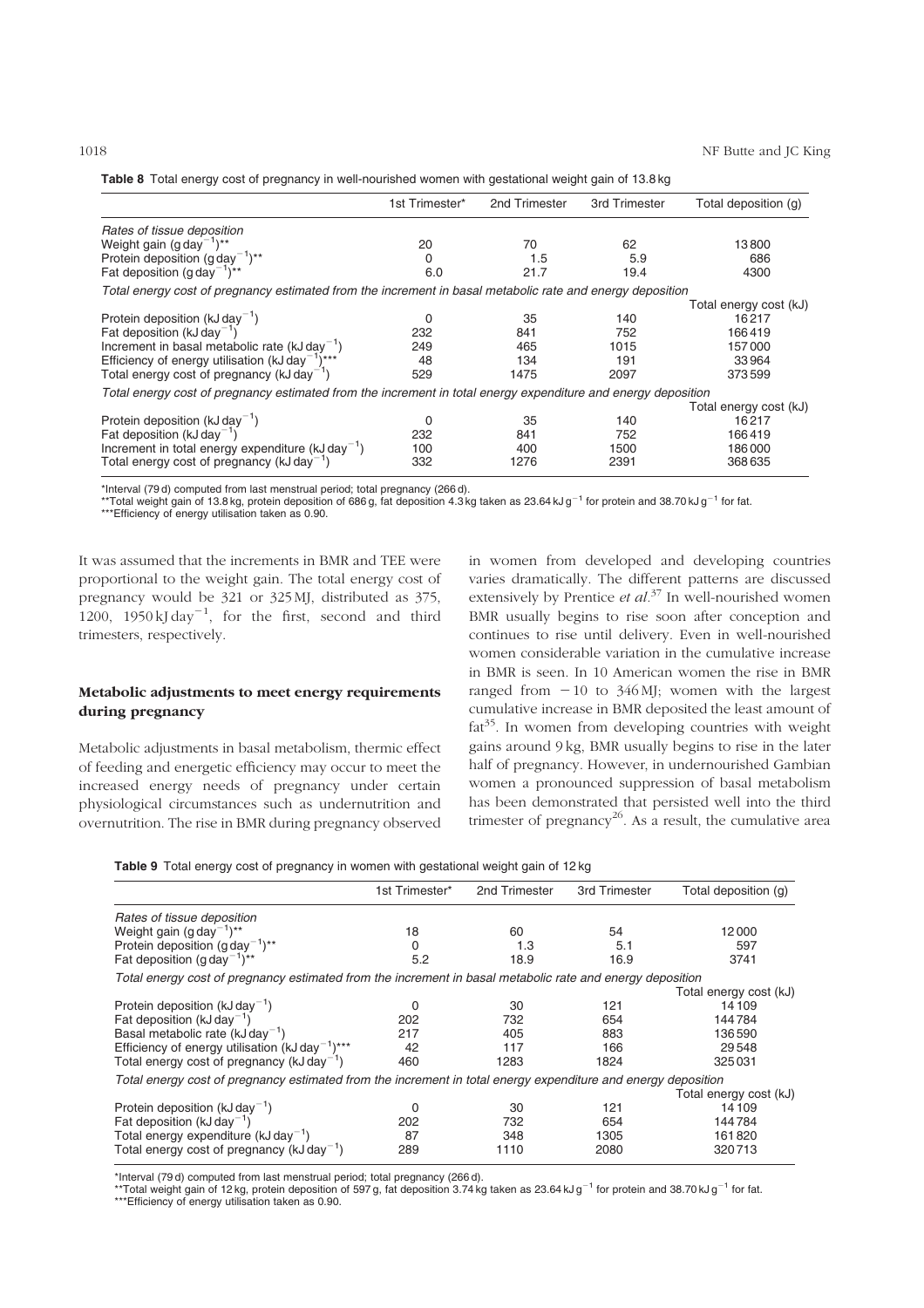**Table 8** Total energy cost of pregnancy in well-nourished women with gestational weight gain of 13.8 kg

| | 1st Trimester* | 2nd Trimester | 3rd Trimester | Total deposition (g) |
|---|---|---|---|---|
| *Rates of tissue deposition* | | | | |
| Weight gain (g day$^{-1}$)** | 20 | 70 | 62 | 13 800 |
| Protein deposition (g day$^{-1}$)** | 0 | 1.5 | 5.9 | 686 |
| Fat deposition (g day$^{-1}$)** | 6.0 | 21.7 | 19.4 | 4300 |
| *Total energy cost of pregnancy estimated from the increment in basal metabolic rate and energy deposition* | | | | |
| | | | | Total energy cost (kJ) |
| Protein deposition (kJ day$^{-1}$) | 0 | 35 | 140 | 16 217 |
| Fat deposition (kJ day$^{-1}$) | 232 | 841 | 752 | 166 419 |
| Increment in basal metabolic rate (kJ day$^{-1}$) | 249 | 465 | 1015 | 157 000 |
| Efficiency of energy utilisation (kJ day$^{-1}$)*** | 48 | 134 | 191 | 33 964 |
| Total energy cost of pregnancy (kJ day$^{-1}$) | 529 | 1475 | 2097 | 373 599 |
| *Total energy cost of pregnancy estimated from the increment in total energy expenditure and energy deposition* | | | | |
| | | | | Total energy cost (kJ) |
| Protein deposition (kJ day$^{-1}$) | 0 | 35 | 140 | 16 217 |
| Fat deposition (kJ day$^{-1}$) | 232 | 841 | 752 | 166 419 |
| Increment in total energy expenditure (kJ day$^{-1}$) | 100 | 400 | 1500 | 186 000 |
| Total energy cost of pregnancy (kJ day$^{-1}$) | 332 | 1276 | 2391 | 368 635 |

*Interval (79 d) computed from last menstrual period; total pregnancy (266 d).
**Total weight gain of 13.8 kg, protein deposition of 686 g, fat deposition 4.3 kg taken as 23.64 kJ g$^{-1}$ for protein and 38.70 kJ g$^{-1}$ for fat.
***Efficiency of energy utilisation taken as 0.90.

It was assumed that the increments in BMR and TEE were proportional to the weight gain. The total energy cost of pregnancy would be 321 or 325 MJ, distributed as 375, 1200, 1950 kJ day$^{-1}$, for the first, second and third trimesters, respectively.

### Metabolic adjustments to meet energy requirements during pregnancy

Metabolic adjustments in basal metabolism, thermic effect of feeding and energetic efficiency may occur to meet the increased energy needs of pregnancy under certain physiological circumstances such as undernutrition and overnutrition. The rise in BMR during pregnancy observed in women from developed and developing countries varies dramatically. The different patterns are discussed extensively by Prentice *et al*.[37] In well-nourished women BMR usually begins to rise soon after conception and continues to rise until delivery. Even in well-nourished women considerable variation in the cumulative increase in BMR is seen. In 10 American women the rise in BMR ranged from $-10$ to 346 MJ; women with the largest cumulative increase in BMR deposited the least amount of fat[35]. In women from developing countries with weight gains around 9 kg, BMR usually begins to rise in the later half of pregnancy. However, in undernourished Gambian women a pronounced suppression of basal metabolism has been demonstrated that persisted well into the third trimester of pregnancy[26]. As a result, the cumulative area

**Table 9** Total energy cost of pregnancy in women with gestational weight gain of 12 kg

| | 1st Trimester* | 2nd Trimester | 3rd Trimester | Total deposition (g) |
|---|---|---|---|---|
| *Rates of tissue deposition* | | | | |
| Weight gain (g day$^{-1}$)** | 18 | 60 | 54 | 12 000 |
| Protein deposition (g day$^{-1}$)** | 0 | 1.3 | 5.1 | 597 |
| Fat deposition (g day$^{-1}$)** | 5.2 | 18.9 | 16.9 | 3741 |
| *Total energy cost of pregnancy estimated from the increment in basal metabolic rate and energy deposition* | | | | |
| | | | | Total energy cost (kJ) |
| Protein deposition (kJ day$^{-1}$) | 0 | 30 | 121 | 14 109 |
| Fat deposition (kJ day$^{-1}$) | 202 | 732 | 654 | 144 784 |
| Basal metabolic rate (kJ day$^{-1}$) | 217 | 405 | 883 | 136 590 |
| Efficiency of energy utilisation (kJ day$^{-1}$)*** | 42 | 117 | 166 | 29 548 |
| Total energy cost of pregnancy (kJ day$^{-1}$) | 460 | 1283 | 1824 | 325 031 |
| *Total energy cost of pregnancy estimated from the increment in total energy expenditure and energy deposition* | | | | |
| | | | | Total energy cost (kJ) |
| Protein deposition (kJ day$^{-1}$) | 0 | 30 | 121 | 14 109 |
| Fat deposition (kJ day$^{-1}$) | 202 | 732 | 654 | 144 784 |
| Total energy expenditure (kJ day$^{-1}$) | 87 | 348 | 1305 | 161 820 |
| Total energy cost of pregnancy (kJ day$^{-1}$) | 289 | 1110 | 2080 | 320 713 |

*Interval (79 d) computed from last menstrual period; total pregnancy (266 d).
**Total weight gain of 12 kg, protein deposition of 597 g, fat deposition 3.74 kg taken as 23.64 kJ g$^{-1}$ for protein and 38.70 kJ g$^{-1}$ for fat.
***Efficiency of energy utilisation taken as 0.90.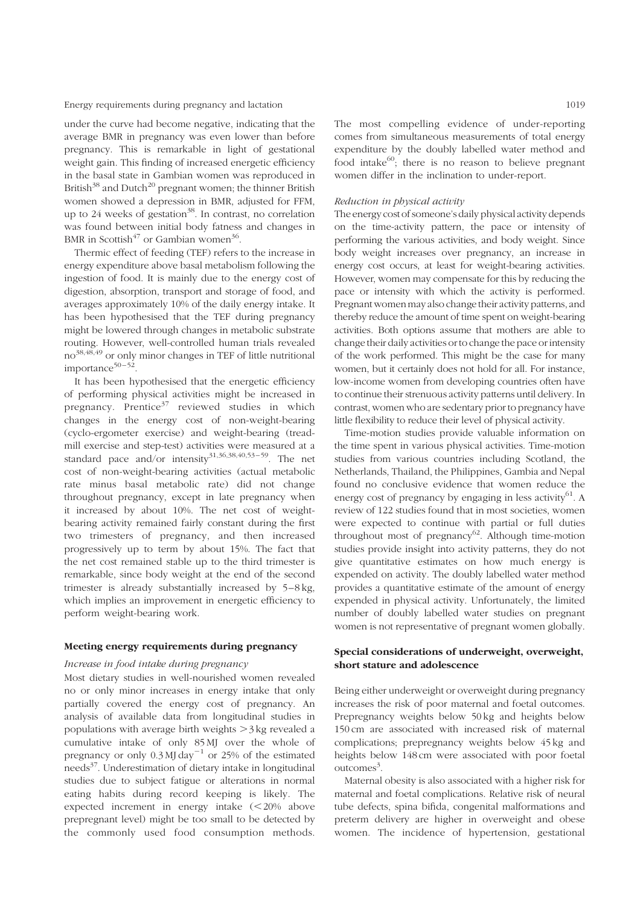under the curve had become negative, indicating that the average BMR in pregnancy was even lower than before pregnancy. This is remarkable in light of gestational weight gain. This finding of increased energetic efficiency in the basal state in Gambian women was reproduced in British[38] and Dutch[20] pregnant women; the thinner British women showed a depression in BMR, adjusted for FFM, up to 24 weeks of gestation[38]. In contrast, no correlation was found between initial body fatness and changes in BMR in Scottish[47] or Gambian women[36].

Thermic effect of feeding (TEF) refers to the increase in energy expenditure above basal metabolism following the ingestion of food. It is mainly due to the energy cost of digestion, absorption, transport and storage of food, and averages approximately 10% of the daily energy intake. It has been hypothesised that the TEF during pregnancy might be lowered through changes in metabolic substrate routing. However, well-controlled human trials revealed no[38,48,49] or only minor changes in TEF of little nutritional importance[50–52].

It has been hypothesised that the energetic efficiency of performing physical activities might be increased in pregnancy. Prentice[37] reviewed studies in which changes in the energy cost of non-weight-bearing (cyclo-ergometer exercise) and weight-bearing (treadmill exercise and step-test) activities were measured at a standard pace and/or intensity[31,36,38,40,53–59]. The net cost of non-weight-bearing activities (actual metabolic rate minus basal metabolic rate) did not change throughout pregnancy, except in late pregnancy when it increased by about 10%. The net cost of weight-bearing activity remained fairly constant during the first two trimesters of pregnancy, and then increased progressively up to term by about 15%. The fact that the net cost remained stable up to the third trimester is remarkable, since body weight at the end of the second trimester is already substantially increased by 5–8 kg, which implies an improvement in energetic efficiency to perform weight-bearing work.

## Meeting energy requirements during pregnancy

### *Increase in food intake during pregnancy*

Most dietary studies in well-nourished women revealed no or only minor increases in energy intake that only partially covered the energy cost of pregnancy. An analysis of available data from longitudinal studies in populations with average birth weights >3 kg revealed a cumulative intake of only 85 MJ over the whole of pregnancy or only 0.3 MJ day$^{-1}$ or 25% of the estimated needs[37]. Underestimation of dietary intake in longitudinal studies due to subject fatigue or alterations in normal eating habits during record keeping is likely. The expected increment in energy intake (<20% above prepregnant level) might be too small to be detected by the commonly used food consumption methods. The most compelling evidence of under-reporting comes from simultaneous measurements of total energy expenditure by the doubly labelled water method and food intake[60]; there is no reason to believe pregnant women differ in the inclination to under-report.

### *Reduction in physical activity*

The energy cost of someone's daily physical activity depends on the time-activity pattern, the pace or intensity of performing the various activities, and body weight. Since body weight increases over pregnancy, an increase in energy cost occurs, at least for weight-bearing activities. However, women may compensate for this by reducing the pace or intensity with which the activity is performed. Pregnant women may also change their activity patterns, and thereby reduce the amount of time spent on weight-bearing activities. Both options assume that mothers are able to change their daily activities or to change the pace or intensity of the work performed. This might be the case for many women, but it certainly does not hold for all. For instance, low-income women from developing countries often have to continue their strenuous activity patterns until delivery. In contrast, women who are sedentary prior to pregnancy have little flexibility to reduce their level of physical activity.

Time-motion studies provide valuable information on the time spent in various physical activities. Time-motion studies from various countries including Scotland, the Netherlands, Thailand, the Philippines, Gambia and Nepal found no conclusive evidence that women reduce the energy cost of pregnancy by engaging in less activity[61]. A review of 122 studies found that in most societies, women were expected to continue with partial or full duties throughout most of pregnancy[62]. Although time-motion studies provide insight into activity patterns, they do not give quantitative estimates on how much energy is expended on activity. The doubly labelled water method provides a quantitative estimate of the amount of energy expended in physical activity. Unfortunately, the limited number of doubly labelled water studies on pregnant women is not representative of pregnant women globally.

## Special considerations of underweight, overweight, short stature and adolescence

Being either underweight or overweight during pregnancy increases the risk of poor maternal and foetal outcomes. Prepregnancy weights below 50 kg and heights below 150 cm are associated with increased risk of maternal complications; prepregnancy weights below 45 kg and heights below 148 cm were associated with poor foetal outcomes[3].

Maternal obesity is also associated with a higher risk for maternal and foetal complications. Relative risk of neural tube defects, spina bifida, congenital malformations and preterm delivery are higher in overweight and obese women. The incidence of hypertension, gestational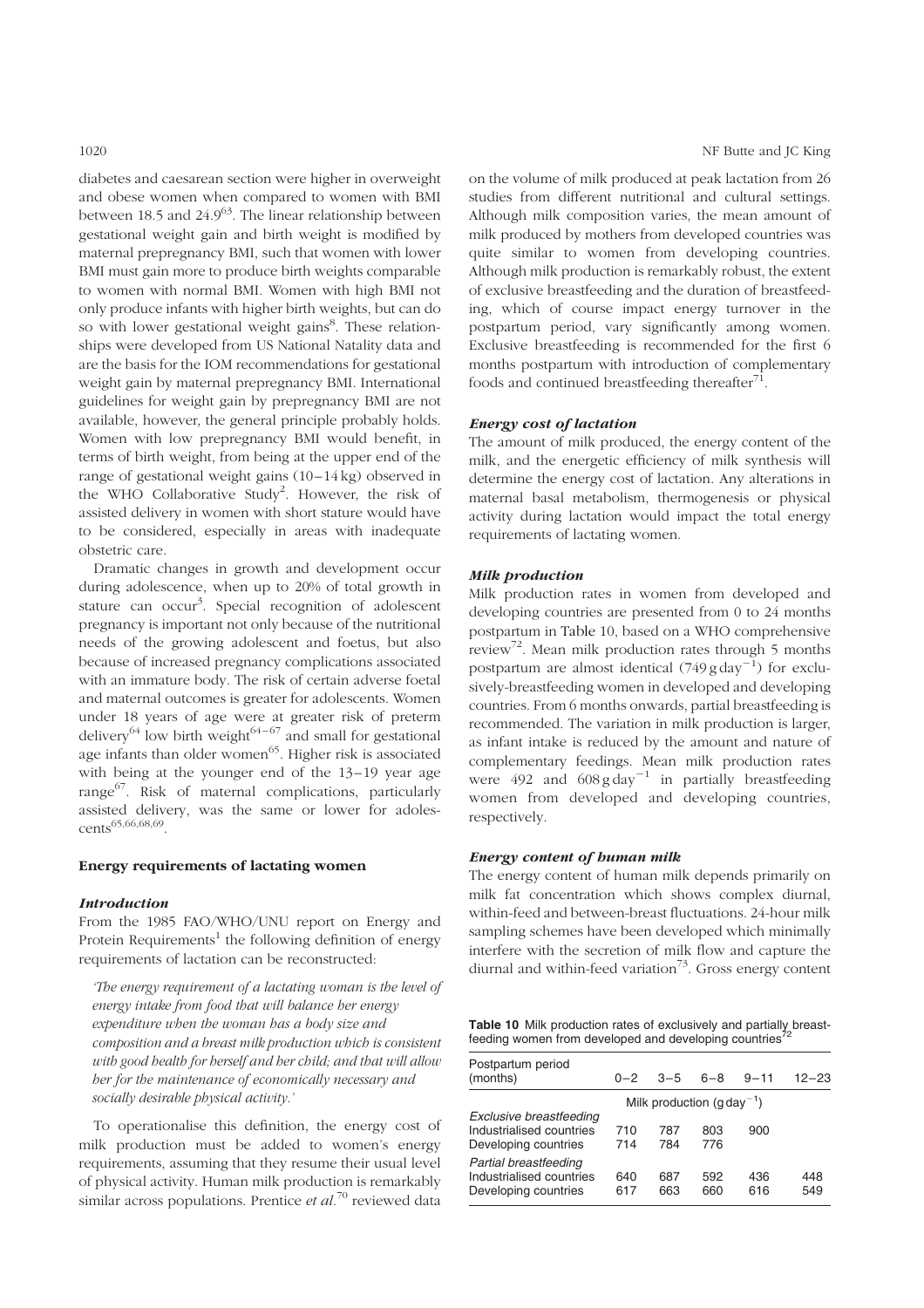diabetes and caesarean section were higher in overweight and obese women when compared to women with BMI between 18.5 and 24.9[63]. The linear relationship between gestational weight gain and birth weight is modified by maternal prepregnancy BMI, such that women with lower BMI must gain more to produce birth weights comparable to women with normal BMI. Women with high BMI not only produce infants with higher birth weights, but can do so with lower gestational weight gains[8]. These relationships were developed from US National Natality data and are the basis for the IOM recommendations for gestational weight gain by maternal prepregnancy BMI. International guidelines for weight gain by prepregnancy BMI are not available, however, the general principle probably holds. Women with low prepregnancy BMI would benefit, in terms of birth weight, from being at the upper end of the range of gestational weight gains (10–14 kg) observed in the WHO Collaborative Study[2]. However, the risk of assisted delivery in women with short stature would have to be considered, especially in areas with inadequate obstetric care.

Dramatic changes in growth and development occur during adolescence, when up to 20% of total growth in stature can occur[3]. Special recognition of adolescent pregnancy is important not only because of the nutritional needs of the growing adolescent and foetus, but also because of increased pregnancy complications associated with an immature body. The risk of certain adverse foetal and maternal outcomes is greater for adolescents. Women under 18 years of age were at greater risk of preterm delivery[64] low birth weight[64–67] and small for gestational age infants than older women[65]. Higher risk is associated with being at the younger end of the 13–19 year age range[67]. Risk of maternal complications, particularly assisted delivery, was the same or lower for adolescents[65,66,68,69].

## Energy requirements of lactating women

### Introduction

From the 1985 FAO/WHO/UNU report on Energy and Protein Requirements[1] the following definition of energy requirements of lactation can be reconstructed:

> *'The energy requirement of a lactating woman is the level of energy intake from food that will balance her energy expenditure when the woman has a body size and composition and a breast milk production which is consistent with good health for herself and her child; and that will allow her for the maintenance of economically necessary and socially desirable physical activity.'*

To operationalise this definition, the energy cost of milk production must be added to women's energy requirements, assuming that they resume their usual level of physical activity. Human milk production is remarkably similar across populations. Prentice *et al.*[70] reviewed data on the volume of milk produced at peak lactation from 26 studies from different nutritional and cultural settings. Although milk composition varies, the mean amount of milk produced by mothers from developed countries was quite similar to women from developing countries. Although milk production is remarkably robust, the extent of exclusive breastfeeding and the duration of breastfeeding, which of course impact energy turnover in the postpartum period, vary significantly among women. Exclusive breastfeeding is recommended for the first 6 months postpartum with introduction of complementary foods and continued breastfeeding thereafter[71].

### Energy cost of lactation

The amount of milk produced, the energy content of the milk, and the energetic efficiency of milk synthesis will determine the energy cost of lactation. Any alterations in maternal basal metabolism, thermogenesis or physical activity during lactation would impact the total energy requirements of lactating women.

### Milk production

Milk production rates in women from developed and developing countries are presented from 0 to 24 months postpartum in Table 10, based on a WHO comprehensive review[72]. Mean milk production rates through 5 months postpartum are almost identical ($749\,\mathrm{g\,day^{-1}}$) for exclusively-breastfeeding women in developed and developing countries. From 6 months onwards, partial breastfeeding is recommended. The variation in milk production is larger, as infant intake is reduced by the amount and nature of complementary feedings. Mean milk production rates were 492 and $608\,\mathrm{g\,day^{-1}}$ in partially breastfeeding women from developed and developing countries, respectively.

### Energy content of human milk

The energy content of human milk depends primarily on milk fat concentration which shows complex diurnal, within-feed and between-breast fluctuations. 24-hour milk sampling schemes have been developed which minimally interfere with the secretion of milk flow and capture the diurnal and within-feed variation[73]. Gross energy content

**Table 10** Milk production rates of exclusively and partially breastfeeding women from developed and developing countries[72]

| Postpartum period (months) | 0–2 | 3–5 | 6–8 | 9–11 | 12–23 |
|---|---|---|---|---|---|
| | Milk production ($\mathrm{g\,day^{-1}}$) | | | | |
| *Exclusive breastfeeding* | | | | | |
| Industrialised countries | 710 | 787 | 803 | 900 | |
| Developing countries | 714 | 784 | 776 | | |
| *Partial breastfeeding* | | | | | |
| Industrialised countries | 640 | 687 | 592 | 436 | 448 |
| Developing countries | 617 | 663 | 660 | 616 | 549 |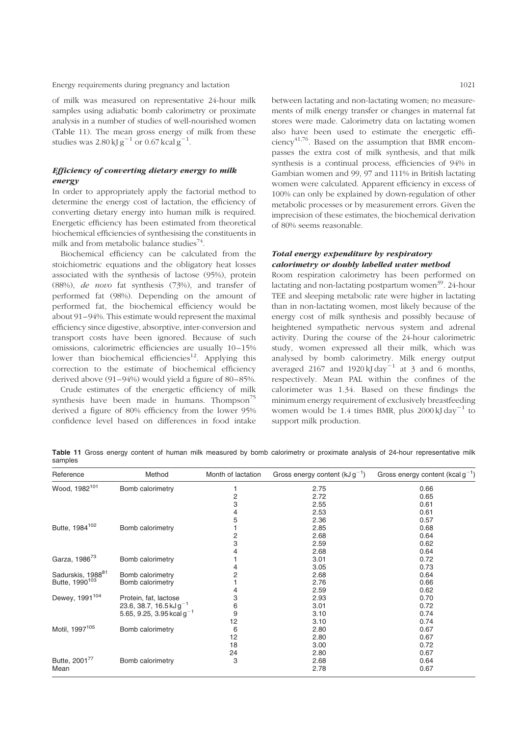of milk was measured on representative 24-hour milk samples using adiabatic bomb calorimetry or proximate analysis in a number of studies of well-nourished women (Table 11). The mean gross energy of milk from these studies was 2.80 kJ g$^{-1}$ or 0.67 kcal g$^{-1}$.

### *Efficiency of converting dietary energy to milk energy*

In order to appropriately apply the factorial method to determine the energy cost of lactation, the efficiency of converting dietary energy into human milk is required. Energetic efficiency has been estimated from theoretical biochemical efficiencies of synthesising the constituents in milk and from metabolic balance studies[74].

Biochemical efficiency can be calculated from the stoichiometric equations and the obligatory heat losses associated with the synthesis of lactose (95%), protein (88%), *de novo* fat synthesis (73%), and transfer of performed fat (98%). Depending on the amount of performed fat, the biochemical efficiency would be about 91–94%. This estimate would represent the maximal efficiency since digestive, absorptive, inter-conversion and transport costs have been ignored. Because of such omissions, calorimetric efficiencies are usually 10–15% lower than biochemical efficiencies[12]. Applying this correction to the estimate of biochemical efficiency derived above (91–94%) would yield a figure of 80–85%.

Crude estimates of the energetic efficiency of milk synthesis have been made in humans. Thompson[75] derived a figure of 80% efficiency from the lower 95% confidence level based on differences in food intake between lactating and non-lactating women; no measurements of milk energy transfer or changes in maternal fat stores were made. Calorimetry data on lactating women also have been used to estimate the energetic efficiency[41,76]. Based on the assumption that BMR encompasses the extra cost of milk synthesis, and that milk synthesis is a continual process, efficiencies of 94% in Gambian women and 99, 97 and 111% in British lactating women were calculated. Apparent efficiency in excess of 100% can only be explained by down-regulation of other metabolic processes or by measurement errors. Given the imprecision of these estimates, the biochemical derivation of 80% seems reasonable.

### *Total energy expenditure by respiratory calorimetry or doubly labelled water method*

Room respiration calorimetry has been performed on lactating and non-lactating postpartum women[39]. 24-hour TEE and sleeping metabolic rate were higher in lactating than in non-lactating women, most likely because of the energy cost of milk synthesis and possibly because of heightened sympathetic nervous system and adrenal activity. During the course of the 24-hour calorimetric study, women expressed all their milk, which was analysed by bomb calorimetry. Milk energy output averaged 2167 and 1920 kJ day$^{-1}$ at 3 and 6 months, respectively. Mean PAL within the confines of the calorimeter was 1.34. Based on these findings the minimum energy requirement of exclusively breastfeeding women would be 1.4 times BMR, plus 2000 kJ day$^{-1}$ to support milk production.

**Table 11** Gross energy content of human milk measured by bomb calorimetry or proximate analysis of 24-hour representative milk samples

| Reference | Method | Month of lactation | Gross energy content (kJ g$^{-1}$) | Gross energy content (kcal g$^{-1}$) |
|---|---|---|---|---|
| Wood, 1982[101] | Bomb calorimetry | 1 | 2.75 | 0.66 |
| | | 2 | 2.72 | 0.65 |
| | | 3 | 2.55 | 0.61 |
| | | 4 | 2.53 | 0.61 |
| | | 5 | 2.36 | 0.57 |
| Butte, 1984[102] | Bomb calorimetry | 1 | 2.85 | 0.68 |
| | | 2 | 2.68 | 0.64 |
| | | 3 | 2.59 | 0.62 |
| | | 4 | 2.68 | 0.64 |
| Garza, 1986[73] | Bomb calorimetry | 1 | 3.01 | 0.72 |
| | | 4 | 3.05 | 0.73 |
| Sadurskis, 1988[81] | Bomb calorimetry | 2 | 2.68 | 0.64 |
| Butte, 1990[103] | Bomb calorimetry | 1 | 2.76 | 0.66 |
| | | 4 | 2.59 | 0.62 |
| Dewey, 1991[104] | Protein, fat, lactose | 3 | 2.93 | 0.70 |
| | 23.6, 38.7, 16.5 kJ g$^{-1}$ | 6 | 3.01 | 0.72 |
| | 5.65, 9.25, 3.95 kcal g$^{-1}$ | 9 | 3.10 | 0.74 |
| | | 12 | 3.10 | 0.74 |
| Motil, 1997[105] | Bomb calorimetry | 6 | 2.80 | 0.67 |
| | | 12 | 2.80 | 0.67 |
| | | 18 | 3.00 | 0.72 |
| | | 24 | 2.80 | 0.67 |
| Butte, 2001[77] | Bomb calorimetry | 3 | 2.68 | 0.64 |
| Mean | | | 2.78 | 0.67 |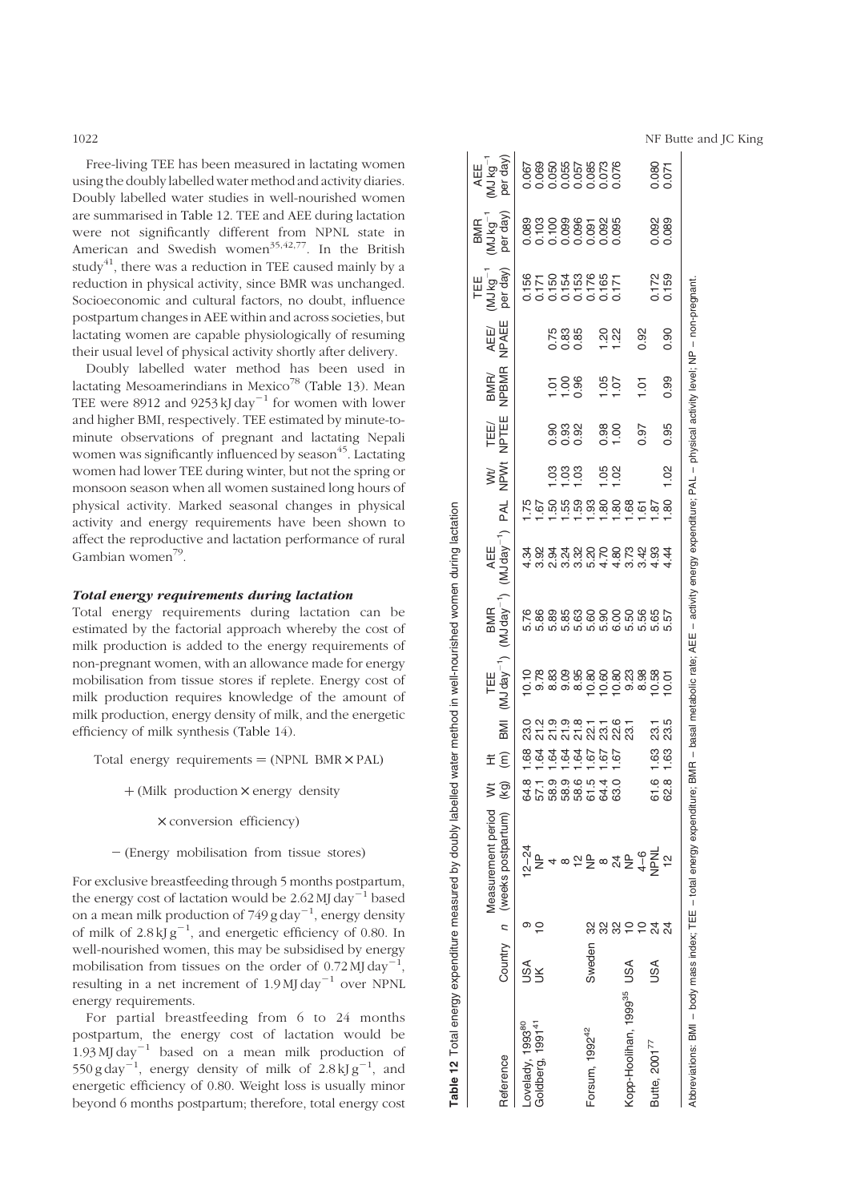Free-living TEE has been measured in lactating women using the doubly labelled water method and activity diaries. Doubly labelled water studies in well-nourished women are summarised in Table 12. TEE and AEE during lactation were not significantly different from NPNL state in American and Swedish women[35,42,77]. In the British study[41], there was a reduction in TEE caused mainly by a reduction in physical activity, since BMR was unchanged. Socioeconomic and cultural factors, no doubt, influence postpartum changes in AEE within and across societies, but lactating women are capable physiologically of resuming their usual level of physical activity shortly after delivery.

Doubly labelled water method has been used in lactating Mesoamerindians in Mexico[78] (Table 13). Mean TEE were 8912 and 9253 kJ day$^{-1}$ for women with lower and higher BMI, respectively. TEE estimated by minute-to-minute observations of pregnant and lactating Nepali women was significantly influenced by season[45]. Lactating women had lower TEE during winter, but not the spring or monsoon season when all women sustained long hours of physical activity. Marked seasonal changes in physical activity and energy requirements have been shown to affect the reproductive and lactation performance of rural Gambian women[79].

### *Total energy requirements during lactation*

Total energy requirements during lactation can be estimated by the factorial approach whereby the cost of milk production is added to the energy requirements of non-pregnant women, with an allowance made for energy mobilisation from tissue stores if replete. Energy cost of milk production requires knowledge of the amount of milk production, energy density of milk, and the energetic efficiency of milk synthesis (Table 14).

$$\text{Total energy requirements} = (\text{NPNL BMR} \times \text{PAL})$$
$$+ (\text{Milk production} \times \text{energy density}$$
$$\times \text{conversion efficiency})$$
$$- (\text{Energy mobilisation from tissue stores})$$

For exclusive breastfeeding through 5 months postpartum, the energy cost of lactation would be 2.62 MJ day$^{-1}$ based on a mean milk production of 749 g day$^{-1}$, energy density of milk of 2.8 kJ g$^{-1}$, and energetic efficiency of 0.80. In well-nourished women, this may be subsidised by energy mobilisation from tissues on the order of 0.72 MJ day$^{-1}$, resulting in a net increment of 1.9 MJ day$^{-1}$ over NPNL energy requirements.

For partial breastfeeding from 6 to 24 months postpartum, the energy cost of lactation would be 1.93 MJ day$^{-1}$ based on a mean milk production of 550 g day$^{-1}$, energy density of milk of 2.8 kJ g$^{-1}$, and energetic efficiency of 0.80. Weight loss is usually minor beyond 6 months postpartum; therefore, total energy cost

**Table 12** Total energy expenditure measured by doubly labelled water method in well-nourished women during lactation

| Reference | Country | n | Measurement period (weeks postpartum) | Wt (kg) | Ht (m) | BMI | TEE (MJ day$^{-1}$) | BMR (MJ day$^{-1}$) | AEE (MJ day$^{-1}$) | PAL | Wt/NPWt | TEE/NPTEE | BMR/NPBMR | AEE/NPAEE | TEE (MJ kg$^{-1}$ per day) | BMR (MJ kg$^{-1}$ per day) | AEE (MJ kg$^{-1}$ per day) |
|---|---|---|---|---|---|---|---|---|---|---|---|---|---|---|---|---|---|
| Lovelady, 1993[80] | USA | 9 | 12–24 | 64.8 | 1.68 | 23.0 | 10.10 | 5.76 | 4.34 | 1.75 | | | | | 0.156 | 0.089 | 0.067 |
| Goldberg, 1991[41] | UK | 10 | NP | 57.1 | 1.64 | 21.2 | 9.78 | 5.86 | 3.92 | 1.67 | | | | | 0.171 | 0.103 | 0.069 |
| | | | 4 | 58.9 | 1.64 | 21.9 | 8.83 | 5.89 | 2.94 | 1.50 | 1.03 | 0.90 | 1.01 | 0.75 | 0.150 | 0.100 | 0.050 |
| | | | 8 | 58.9 | 1.64 | 21.9 | 9.09 | 5.85 | 3.24 | 1.55 | 1.03 | 0.93 | 1.00 | 0.83 | 0.154 | 0.099 | 0.055 |
| | | | 12 | 58.6 | 1.64 | 21.8 | 8.95 | 5.63 | 3.32 | 1.59 | 1.03 | 0.92 | 0.96 | 0.85 | 0.153 | 0.096 | 0.057 |
| Forsum, 1992[42] | Sweden | 32 | NP | 61.5 | 1.67 | 22.1 | 10.80 | 5.60 | 5.20 | 1.93 | | | | | 0.176 | 0.091 | 0.085 |
| | | 32 | 8 | 64.4 | 1.67 | 23.1 | 10.60 | 5.90 | 4.70 | 1.80 | 1.05 | 0.98 | 1.05 | 1.20 | 0.165 | 0.092 | 0.073 |
| | | 32 | 24 | 63.0 | 1.67 | 22.6 | 10.80 | 6.00 | 4.80 | 1.80 | 1.02 | 1.00 | 1.07 | 1.22 | 0.171 | 0.095 | 0.076 |
| Kopp-Hoolihan, 1999[35] | USA | 10 | NP | | | 23.1 | 9.23 | 5.50 | 3.73 | 1.68 | | | | | | | |
| | | 10 | 4–6 | | | | 8.98 | 5.56 | 3.42 | 1.61 | | 0.97 | 1.01 | 0.92 | | | |
| Butte, 2001[77] | USA | 24 | NPNL | 61.6 | 1.63 | 23.1 | 10.58 | 5.65 | 4.93 | 1.87 | | | | | 0.172 | 0.092 | 0.080 |
| | | 24 | 12 | 62.8 | 1.63 | 23.5 | 10.01 | 5.57 | 4.44 | 1.80 | 1.02 | 0.95 | 0.99 | 0.90 | 0.159 | 0.089 | 0.071 |

Abbreviations: BMI – body mass index; TEE – total energy expenditure; BMR – basal metabolic rate; AEE – activity energy expenditure; PAL – physical activity level; NP – non-pregnant.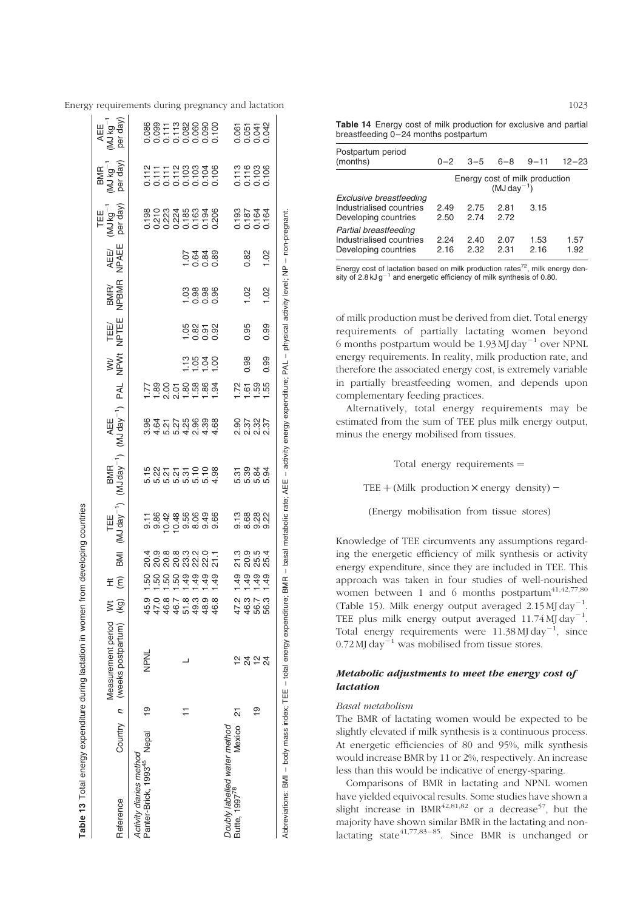**Table 13** Total energy expenditure during lactation in women from developing countries

| Reference | Country | n | Measurement period (weeks postpartum) | Wt (kg) | Ht (m) | BMI | TEE (MJ day$^{-1}$) | BMR (MJ day$^{-1}$) | AEE (MJ day$^{-1}$) | PAL | Wt/NPWt | TEE/NPTEE | BMR/NPBMR | AEE/NPAEE | TEE (MJ kg$^{-1}$ per day) | BMR (MJ kg$^{-1}$ per day) | AEE (MJ kg$^{-1}$ per day) |
|---|---|---|---|---|---|---|---|---|---|---|---|---|---|---|---|---|---|
| *Activity diaries method* | | | | | | | | | | | | | | | | | |
| Panter-Brick, 1993[45] | Nepal | 19 | NPNL | 45.9 | 1.50 | 20.4 | 9.11 | 5.15 | 3.96 | 1.77 | | | | | 0.198 | 0.112 | 0.086 |
| | | | | 47.0 | 1.50 | 20.9 | 9.86 | 5.22 | 4.64 | 1.89 | | | | | 0.210 | 0.111 | 0.099 |
| | | | | 46.8 | 1.50 | 20.8 | 10.42 | 5.21 | 5.21 | 2.00 | | | | | 0.223 | 0.111 | 0.111 |
| | | | | 46.7 | 1.50 | 20.8 | 10.48 | 5.21 | 5.27 | 2.01 | | | | | 0.224 | 0.112 | 0.113 |
| | | 11 | L | 51.8 | 1.49 | 23.3 | 9.56 | 5.31 | 4.25 | 1.80 | 1.13 | 1.05 | 1.03 | 1.07 | 0.185 | 0.103 | 0.082 |
| | | | | 49.3 | 1.49 | 22.2 | 8.06 | 5.10 | 2.96 | 1.58 | 1.05 | 0.82 | 0.98 | 0.64 | 0.163 | 0.103 | 0.060 |
| | | | | 48.9 | 1.49 | 22.0 | 9.49 | 5.10 | 4.39 | 1.86 | 1.04 | 0.91 | 0.98 | 0.84 | 0.194 | 0.104 | 0.090 |
| | | | | 46.8 | 1.49 | 21.1 | 9.66 | 4.98 | 4.68 | 1.94 | 1.00 | 0.92 | 0.96 | 0.89 | 0.206 | 0.106 | 0.100 |
| *Doubly labelled water method* | | | | | | | | | | | | | | | | | |
| Butte, 1997[78] | Mexico | 21 | 12 | 47.2 | 1.49 | 21.3 | 9.13 | 5.31 | 2.90 | 1.72 | | | | | 0.193 | 0.113 | 0.061 |
| | | | 24 | 46.3 | 1.49 | 20.9 | 8.68 | 5.39 | 2.37 | 1.61 | 0.98 | 0.95 | 1.02 | 0.82 | 0.187 | 0.116 | 0.051 |
| | | 19 | 12 | 56.7 | 1.49 | 25.5 | 9.28 | 5.84 | 2.32 | 1.59 | | | | | 0.164 | 0.103 | 0.041 |
| | | | 24 | 56.3 | 1.49 | 25.4 | 9.22 | 5.94 | 2.37 | 1.55 | 0.99 | 0.99 | 1.02 | 1.02 | 0.164 | 0.106 | 0.042 |

Abbreviations: BMI – body mass index; TEE – total energy expenditure; BMR – basal metabolic rate; AEE – activity energy expenditure; PAL – physical activity level; NP – non-pregnant.

**Table 14** Energy cost of milk production for exclusive and partial breastfeeding 0–24 months postpartum

| Postpartum period (months) | 0–2 | 3–5 | 6–8 | 9–11 | 12–23 |
|---|---|---|---|---|---|
| | Energy cost of milk production (MJ day$^{-1}$) | | | | |
| *Exclusive breastfeeding* | | | | | |
| Industrialised countries | 2.49 | 2.75 | 2.81 | 3.15 | |
| Developing countries | 2.50 | 2.74 | 2.72 | | |
| *Partial breastfeeding* | | | | | |
| Industrialised countries | 2.24 | 2.40 | 2.07 | 1.53 | 1.57 |
| Developing countries | 2.16 | 2.32 | 2.31 | 2.16 | 1.92 |

Energy cost of lactation based on milk production rates[72], milk energy density of 2.8 kJ g$^{-1}$ and energetic efficiency of milk synthesis of 0.80.

of milk production must be derived from diet. Total energy requirements of partially lactating women beyond 6 months postpartum would be 1.93 MJ day$^{-1}$ over NPNL energy requirements. In reality, milk production rate, and therefore the associated energy cost, is extremely variable in partially breastfeeding women, and depends upon complementary feeding practices.

Alternatively, total energy requirements may be estimated from the sum of TEE plus milk energy output, minus the energy mobilised from tissues.

$$\text{Total energy requirements} = \text{TEE} + (\text{Milk production} \times \text{energy density}) - (\text{Energy mobilisation from tissue stores})$$

Knowledge of TEE circumvents any assumptions regarding the energetic efficiency of milk synthesis or activity energy expenditure, since they are included in TEE. This approach was taken in four studies of well-nourished women between 1 and 6 months postpartum[41,42,77,80] (Table 15). Milk energy output averaged 2.15 MJ day$^{-1}$. TEE plus milk energy output averaged 11.74 MJ day$^{-1}$. Total energy requirements were 11.38 MJ day$^{-1}$, since 0.72 MJ day$^{-1}$ was mobilised from tissue stores.

### *Metabolic adjustments to meet the energy cost of lactation*

#### *Basal metabolism*

The BMR of lactating women would be expected to be slightly elevated if milk synthesis is a continuous process. At energetic efficiencies of 80 and 95%, milk synthesis would increase BMR by 11 or 2%, respectively. An increase less than this would be indicative of energy-sparing.

Comparisons of BMR in lactating and NPNL women have yielded equivocal results. Some studies have shown a slight increase in BMR[42,81,82] or a decrease[57], but the majority have shown similar BMR in the lactating and non-lactating state[41,77,83–85]. Since BMR is unchanged or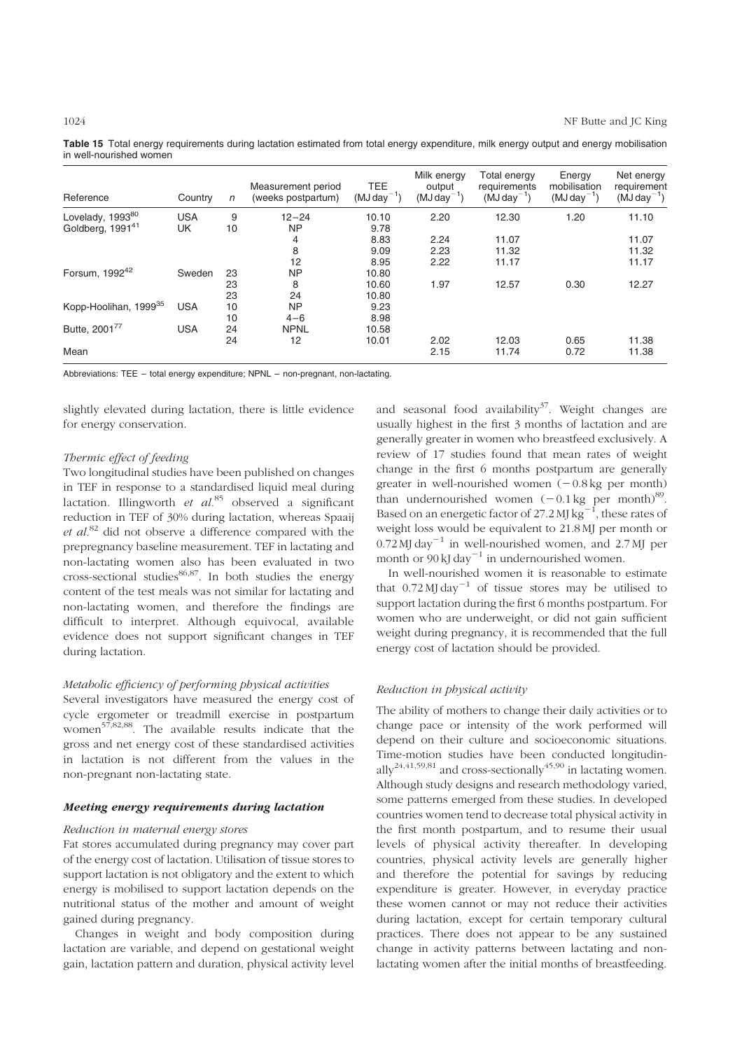**Table 15** Total energy requirements during lactation estimated from total energy expenditure, milk energy output and energy mobilisation in well-nourished women

| Reference | Country | $n$ | Measurement period (weeks postpartum) | TEE ($MJ\,day^{-1}$) | Milk energy output ($MJ\,day^{-1}$) | Total energy requirements ($MJ\,day^{-1}$) | Energy mobilisation ($MJ\,day^{-1}$) | Net energy requirement ($MJ\,day^{-1}$) |
|---|---|---|---|---|---|---|---|---|
| Lovelady, 1993[80] | USA | 9 | 12–24 | 10.10 | 2.20 | 12.30 | 1.20 | 11.10 |
| Goldberg, 1991[41] | UK | 10 | NP | 9.78 | | | | |
| | | | 4 | 8.83 | 2.24 | 11.07 | | 11.07 |
| | | | 8 | 9.09 | 2.23 | 11.32 | | 11.32 |
| | | | 12 | 8.95 | 2.22 | 11.17 | | 11.17 |
| Forsum, 1992[42] | Sweden | 23 | NP | 10.80 | | | | |
| | | 23 | 8 | 10.60 | 1.97 | 12.57 | 0.30 | 12.27 |
| | | 23 | 24 | 10.80 | | | | |
| Kopp-Hoolihan, 1999[35] | USA | 10 | NP | 9.23 | | | | |
| | | 10 | 4–6 | 8.98 | | | | |
| Butte, 2001[77] | USA | 24 | NPNL | 10.58 | | | | |
| | | 24 | 12 | 10.01 | 2.02 | 12.03 | 0.65 | 11.38 |
| Mean | | | | | 2.15 | 11.74 | 0.72 | 11.38 |

Abbreviations: TEE – total energy expenditure; NPNL – non-pregnant, non-lactating.

slightly elevated during lactation, there is little evidence for energy conservation.

*Thermic effect of feeding*

Two longitudinal studies have been published on changes in TEF in response to a standardised liquid meal during lactation. Illingworth *et al.*[85] observed a significant reduction in TEF of 30% during lactation, whereas Spaaij *et al.*[82] did not observe a difference compared with the prepregnancy baseline measurement. TEF in lactating and non-lactating women also has been evaluated in two cross-sectional studies[86,87]. In both studies the energy content of the test meals was not similar for lactating and non-lactating women, and therefore the findings are difficult to interpret. Although equivocal, available evidence does not support significant changes in TEF during lactation.

*Metabolic efficiency of performing physical activities*

Several investigators have measured the energy cost of cycle ergometer or treadmill exercise in postpartum women[57,82,88]. The available results indicate that the gross and net energy cost of these standardised activities in lactation is not different from the values in the non-pregnant non-lactating state.

### *Meeting energy requirements during lactation*

*Reduction in maternal energy stores*

Fat stores accumulated during pregnancy may cover part of the energy cost of lactation. Utilisation of tissue stores to support lactation is not obligatory and the extent to which energy is mobilised to support lactation depends on the nutritional status of the mother and amount of weight gained during pregnancy.

Changes in weight and body composition during lactation are variable, and depend on gestational weight gain, lactation pattern and duration, physical activity level and seasonal food availability[37]. Weight changes are usually highest in the first 3 months of lactation and are generally greater in women who breastfeed exclusively. A review of 17 studies found that mean rates of weight change in the first 6 months postpartum are generally greater in well-nourished women (−0.8 kg per month) than undernourished women (−0.1 kg per month)[89]. Based on an energetic factor of 27.2 $MJ\,kg^{-1}$, these rates of weight loss would be equivalent to 21.8 MJ per month or 0.72 $MJ\,day^{-1}$ in well-nourished women, and 2.7 MJ per month or 90 $kJ\,day^{-1}$ in undernourished women.

In well-nourished women it is reasonable to estimate that 0.72 $MJ\,day^{-1}$ of tissue stores may be utilised to support lactation during the first 6 months postpartum. For women who are underweight, or did not gain sufficient weight during pregnancy, it is recommended that the full energy cost of lactation should be provided.

*Reduction in physical activity*

The ability of mothers to change their daily activities or to change pace or intensity of the work performed will depend on their culture and socioeconomic situations. Time-motion studies have been conducted longitudinally[24,41,59,81] and cross-sectionally[45,90] in lactating women. Although study designs and research methodology varied, some patterns emerged from these studies. In developed countries women tend to decrease total physical activity in the first month postpartum, and to resume their usual levels of physical activity thereafter. In developing countries, physical activity levels are generally higher and therefore the potential for savings by reducing expenditure is greater. However, in everyday practice these women cannot or may not reduce their activities during lactation, except for certain temporary cultural practices. There does not appear to be any sustained change in activity patterns between lactating and non-lactating women after the initial months of breastfeeding.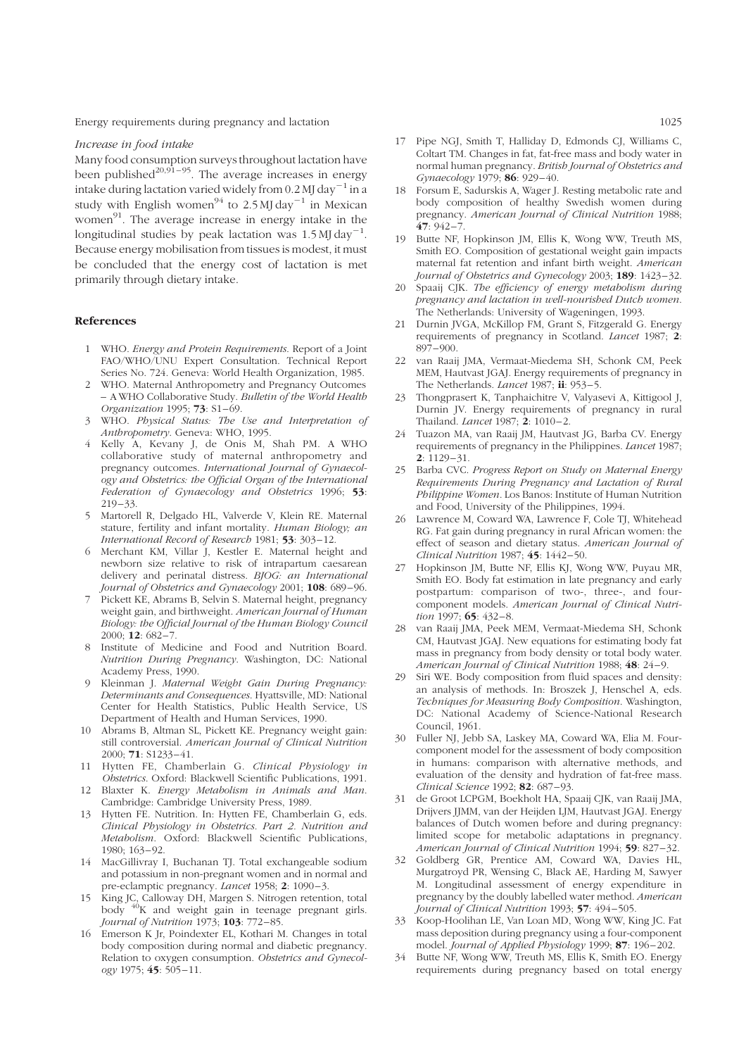*Increase in food intake*

Many food consumption surveys throughout lactation have been published[20,91–95]. The average increases in energy intake during lactation varied widely from 0.2 MJ $day^{-1}$ in a study with English women[94] to 2.5 MJ $day^{-1}$ in Mexican women[91]. The average increase in energy intake in the longitudinal studies by peak lactation was 1.5 MJ $day^{-1}$. Because energy mobilisation from tissues is modest, it must be concluded that the energy cost of lactation is met primarily through dietary intake.

## References

1. WHO. *Energy and Protein Requirements*. Report of a Joint FAO/WHO/UNU Expert Consultation. Technical Report Series No. 724. Geneva: World Health Organization, 1985.
2. WHO. Maternal Anthropometry and Pregnancy Outcomes – A WHO Collaborative Study. *Bulletin of the World Health Organization* 1995; **73**: S1–69.
3. WHO. *Physical Status: The Use and Interpretation of Anthropometry*. Geneva: WHO, 1995.
4. Kelly A, Kevany J, de Onis M, Shah PM. A WHO collaborative study of maternal anthropometry and pregnancy outcomes. *International Journal of Gynaecology and Obstetrics: the Official Organ of the International Federation of Gynaecology and Obstetrics* 1996; **53**: 219–33.
5. Martorell R, Delgado HL, Valverde V, Klein RE. Maternal stature, fertility and infant mortality. *Human Biology; an International Record of Research* 1981; **53**: 303–12.
6. Merchant KM, Villar J, Kestler E. Maternal height and newborn size relative to risk of intrapartum caesarean delivery and perinatal distress. *BJOG: an International Journal of Obstetrics and Gynaecology* 2001; **108**: 689–96.
7. Pickett KE, Abrams B, Selvin S. Maternal height, pregnancy weight gain, and birthweight. *American Journal of Human Biology: the Official Journal of the Human Biology Council* 2000; **12**: 682–7.
8. Institute of Medicine and Food and Nutrition Board. *Nutrition During Pregnancy*. Washington, DC: National Academy Press, 1990.
9. Kleinman J. *Maternal Weight Gain During Pregnancy: Determinants and Consequences*. Hyattsville, MD: National Center for Health Statistics, Public Health Service, US Department of Health and Human Services, 1990.
10. Abrams B, Altman SL, Pickett KE. Pregnancy weight gain: still controversial. *American Journal of Clinical Nutrition* 2000; **71**: S1233–41.
11. Hytten FE, Chamberlain G. *Clinical Physiology in Obstetrics*. Oxford: Blackwell Scientific Publications, 1991.
12. Blaxter K. *Energy Metabolism in Animals and Man*. Cambridge: Cambridge University Press, 1989.
13. Hytten FE. Nutrition. In: Hytten FE, Chamberlain G, eds. *Clinical Physiology in Obstetrics. Part 2. Nutrition and Metabolism*. Oxford: Blackwell Scientific Publications, 1980; 163–92.
14. MacGillivray I, Buchanan TJ. Total exchangeable sodium and potassium in non-pregnant women and in normal and pre-eclamptic pregnancy. *Lancet* 1958; **2**: 1090–3.
15. King JC, Calloway DH, Margen S. Nitrogen retention, total body $^{40}$K and weight gain in teenage pregnant girls. *Journal of Nutrition* 1973; **103**: 772–85.
16. Emerson K Jr, Poindexter EL, Kothari M. Changes in total body composition during normal and diabetic pregnancy. Relation to oxygen consumption. *Obstetrics and Gynecology* 1975; **45**: 505–11.
17. Pipe NGJ, Smith T, Halliday D, Edmonds CJ, Williams C, Coltart TM. Changes in fat, fat-free mass and body water in normal human pregnancy. *British Journal of Obstetrics and Gynaecology* 1979; **86**: 929–40.
18. Forsum E, Sadurskis A, Wager J. Resting metabolic rate and body composition of healthy Swedish women during pregnancy. *American Journal of Clinical Nutrition* 1988; **47**: 942–7.
19. Butte NF, Hopkinson JM, Ellis K, Wong WW, Treuth MS, Smith EO. Composition of gestational weight gain impacts maternal fat retention and infant birth weight. *American Journal of Obstetrics and Gynecology* 2003; **189**: 1423–32.
20. Spaaij CJK. *The efficiency of energy metabolism during pregnancy and lactation in well-nourished Dutch women*. The Netherlands: University of Wageningen, 1993.
21. Durnin JVGA, McKillop FM, Grant S, Fitzgerald G. Energy requirements of pregnancy in Scotland. *Lancet* 1987; **2**: 897–900.
22. van Raaij JMA, Vermaat-Miedema SH, Schonk CM, Peek MEM, Hautvast JGAJ. Energy requirements of pregnancy in The Netherlands. *Lancet* 1987; **ii**: 953–5.
23. Thongprasert K, Tanphaichitre V, Valyasevi A, Kittigool J, Durnin JV. Energy requirements of pregnancy in rural Thailand. *Lancet* 1987; **2**: 1010–2.
24. Tuazon MA, van Raaij JM, Hautvast JG, Barba CV. Energy requirements of pregnancy in the Philippines. *Lancet* 1987; **2**: 1129–31.
25. Barba CVC. *Progress Report on Study on Maternal Energy Requirements During Pregnancy and Lactation of Rural Philippine Women*. Los Banos: Institute of Human Nutrition and Food, University of the Philippines, 1994.
26. Lawrence M, Coward WA, Lawrence F, Cole TJ, Whitehead RG. Fat gain during pregnancy in rural African women: the effect of season and dietary status. *American Journal of Clinical Nutrition* 1987; **45**: 1442–50.
27. Hopkinson JM, Butte NF, Ellis KJ, Wong WW, Puyau MR, Smith EO. Body fat estimation in late pregnancy and early postpartum: comparison of two-, three-, and four-component models. *American Journal of Clinical Nutrition* 1997; **65**: 432–8.
28. van Raaij JMA, Peek MEM, Vermaat-Miedema SH, Schonk CM, Hautvast JGAJ. New equations for estimating body fat mass in pregnancy from body density or total body water. *American Journal of Clinical Nutrition* 1988; **48**: 24–9.
29. Siri WE. Body composition from fluid spaces and density: an analysis of methods. In: Broszek J, Henschel A, eds. *Techniques for Measuring Body Composition*. Washington, DC: National Academy of Science-National Research Council, 1961.
30. Fuller NJ, Jebb SA, Laskey MA, Coward WA, Elia M. Four-component model for the assessment of body composition in humans: comparison with alternative methods, and evaluation of the density and hydration of fat-free mass. *Clinical Science* 1992; **82**: 687–93.
31. de Groot LCPGM, Boekholt HA, Spaaij CJK, van Raaij JMA, Drijvers JJMM, van der Heijden LJM, Hautvast JGAJ. Energy balances of Dutch women before and during pregnancy: limited scope for metabolic adaptations in pregnancy. *American Journal of Clinical Nutrition* 1994; **59**: 827–32.
32. Goldberg GR, Prentice AM, Coward WA, Davies HL, Murgatroyd PR, Wensing C, Black AE, Harding M, Sawyer M. Longitudinal assessment of energy expenditure in pregnancy by the doubly labelled water method. *American Journal of Clinical Nutrition* 1993; **57**: 494–505.
33. Koop-Hoolihan LE, Van Loan MD, Wong WW, King JC. Fat mass deposition during pregnancy using a four-component model. *Journal of Applied Physiology* 1999; **87**: 196–202.
34. Butte NF, Wong WW, Treuth MS, Ellis K, Smith EO. Energy requirements during pregnancy based on total energy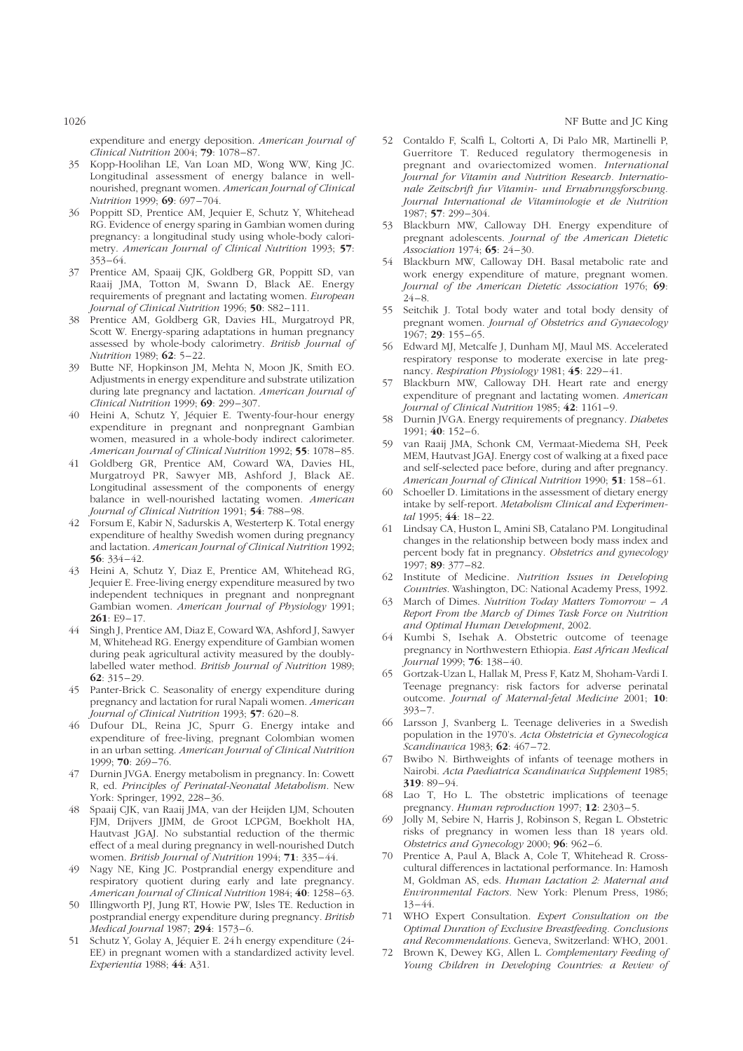expenditure and energy deposition. *American Journal of Clinical Nutrition* 2004; **79**: 1078–87.

35 Kopp-Hoolihan LE, Van Loan MD, Wong WW, King JC. Longitudinal assessment of energy balance in well-nourished, pregnant women. *American Journal of Clinical Nutrition* 1999; **69**: 697–704.

36 Poppitt SD, Prentice AM, Jequier E, Schutz Y, Whitehead RG. Evidence of energy sparing in Gambian women during pregnancy: a longitudinal study using whole-body calorimetry. *American Journal of Clinical Nutrition* 1993; **57**: 353–64.

37 Prentice AM, Spaaij CJK, Goldberg GR, Poppitt SD, van Raaij JMA, Totton M, Swann D, Black AE. Energy requirements of pregnant and lactating women. *European Journal of Clinical Nutrition* 1996; **50**: S82–111.

38 Prentice AM, Goldberg GR, Davies HL, Murgatroyd PR, Scott W. Energy-sparing adaptations in human pregnancy assessed by whole-body calorimetry. *British Journal of Nutrition* 1989; **62**: 5–22.

39 Butte NF, Hopkinson JM, Mehta N, Moon JK, Smith EO. Adjustments in energy expenditure and substrate utilization during late pregnancy and lactation. *American Journal of Clinical Nutrition* 1999; **69**: 299–307.

40 Heini A, Schutz Y, Jéquier E. Twenty-four-hour energy expenditure in pregnant and nonpregnant Gambian women, measured in a whole-body indirect calorimeter. *American Journal of Clinical Nutrition* 1992; **55**: 1078–85.

41 Goldberg GR, Prentice AM, Coward WA, Davies HL, Murgatroyd PR, Sawyer MB, Ashford J, Black AE. Longitudinal assessment of the components of energy balance in well-nourished lactating women. *American Journal of Clinical Nutrition* 1991; **54**: 788–98.

42 Forsum E, Kabir N, Sadurskis A, Westerterp K. Total energy expenditure of healthy Swedish women during pregnancy and lactation. *American Journal of Clinical Nutrition* 1992; **56**: 334–42.

43 Heini A, Schutz Y, Diaz E, Prentice AM, Whitehead RG, Jequier E. Free-living energy expenditure measured by two independent techniques in pregnant and nonpregnant Gambian women. *American Journal of Physiology* 1991; **261**: E9–17.

44 Singh J, Prentice AM, Diaz E, Coward WA, Ashford J, Sawyer M, Whitehead RG. Energy expenditure of Gambian women during peak agricultural activity measured by the doubly-labelled water method. *British Journal of Nutrition* 1989; **62**: 315–29.

45 Panter-Brick C. Seasonality of energy expenditure during pregnancy and lactation for rural Napali women. *American Journal of Clinical Nutrition* 1993; **57**: 620–8.

46 Dufour DL, Reina JC, Spurr G. Energy intake and expenditure of free-living, pregnant Colombian women in an urban setting. *American Journal of Clinical Nutrition* 1999; **70**: 269–76.

47 Durnin JVGA. Energy metabolism in pregnancy. In: Cowett R, ed. *Principles of Perinatal-Neonatal Metabolism*. New York: Springer, 1992, 228–36.

48 Spaaij CJK, van Raaij JMA, van der Heijden LJM, Schouten FJM, Drijvers JJMM, de Groot LCPGM, Boekholt HA, Hautvast JGAJ. No substantial reduction of the thermic effect of a meal during pregnancy in well-nourished Dutch women. *British Journal of Nutrition* 1994; **71**: 335–44.

49 Nagy NE, King JC. Postprandial energy expenditure and respiratory quotient during early and late pregnancy. *American Journal of Clinical Nutrition* 1984; **40**: 1258–63.

50 Illingworth PJ, Jung RT, Howie PW, Isles TE. Reduction in postprandial energy expenditure during pregnancy. *British Medical Journal* 1987; **294**: 1573–6.

51 Schutz Y, Golay A, Jéquier E. 24 h energy expenditure (24-EE) in pregnant women with a standardized activity level. *Experientia* 1988; **44**: A31.

52 Contaldo F, Scalfi L, Coltorti A, Di Palo MR, Martinelli P, Guerritore T. Reduced regulatory thermogenesis in pregnant and ovariectomized women. *International Journal for Vitamin and Nutrition Research. Internationale Zeitschrift fur Vitamin- und Ernahrungsforschung. Journal International de Vitaminologie et de Nutrition* 1987; **57**: 299–304.

53 Blackburn MW, Calloway DH. Energy expenditure of pregnant adolescents. *Journal of the American Dietetic Association* 1974; **65**: 24–30.

54 Blackburn MW, Calloway DH. Basal metabolic rate and work energy expenditure of mature, pregnant women. *Journal of the American Dietetic Association* 1976; **69**: 24–8.

55 Seitchik J. Total body water and total body density of pregnant women. *Journal of Obstetrics and Gynaecology* 1967; **29**: 155–65.

56 Edward MJ, Metcalfe J, Dunham MJ, Maul MS. Accelerated respiratory response to moderate exercise in late pregnancy. *Respiration Physiology* 1981; **45**: 229–41.

57 Blackburn MW, Calloway DH. Heart rate and energy expenditure of pregnant and lactating women. *American Journal of Clinical Nutrition* 1985; **42**: 1161–9.

58 Durnin JVGA. Energy requirements of pregnancy. *Diabetes* 1991; **40**: 152–6.

59 van Raaij JMA, Schonk CM, Vermaat-Miedema SH, Peek MEM, Hautvast JGAJ. Energy cost of walking at a fixed pace and self-selected pace before, during and after pregnancy. *American Journal of Clinical Nutrition* 1990; **51**: 158–61.

60 Schoeller D. Limitations in the assessment of dietary energy intake by self-report. *Metabolism Clinical and Experimental* 1995; **44**: 18–22.

61 Lindsay CA, Huston L, Amini SB, Catalano PM. Longitudinal changes in the relationship between body mass index and percent body fat in pregnancy. *Obstetrics and gynecology* 1997; **89**: 377–82.

62 Institute of Medicine. *Nutrition Issues in Developing Countries*. Washington, DC: National Academy Press, 1992.

63 March of Dimes. *Nutrition Today Matters Tomorrow – A Report From the March of Dimes Task Force on Nutrition and Optimal Human Development*, 2002.

64 Kumbi S, Isehak A. Obstetric outcome of teenage pregnancy in Northwestern Ethiopia. *East African Medical Journal* 1999; **76**: 138–40.

65 Gortzak-Uzan L, Hallak M, Press F, Katz M, Shoham-Vardi I. Teenage pregnancy: risk factors for adverse perinatal outcome. *Journal of Maternal-fetal Medicine* 2001; **10**: 393–7.

66 Larsson J, Svanberg L. Teenage deliveries in a Swedish population in the 1970's. *Acta Obstetricia et Gynecologica Scandinavica* 1983; **62**: 467–72.

67 Bwibo N. Birthweights of infants of teenage mothers in Nairobi. *Acta Paediatrica Scandinavica Supplement* 1985; **319**: 89–94.

68 Lao T, Ho L. The obstetric implications of teenage pregnancy. *Human reproduction* 1997; **12**: 2303–5.

69 Jolly M, Sebire N, Harris J, Robinson S, Regan L. Obstetric risks of pregnancy in women less than 18 years old. *Obstetrics and Gynecology* 2000; **96**: 962–6.

70 Prentice A, Paul A, Black A, Cole T, Whitehead R. Cross-cultural differences in lactational performance. In: Hamosh M, Goldman AS, eds. *Human Lactation 2: Maternal and Environmental Factors*. New York: Plenum Press, 1986; 13–44.

71 WHO Expert Consultation. *Expert Consultation on the Optimal Duration of Exclusive Breastfeeding. Conclusions and Recommendations*. Geneva, Switzerland: WHO, 2001.

72 Brown K, Dewey KG, Allen L. *Complementary Feeding of Young Children in Developing Countries: a Review of*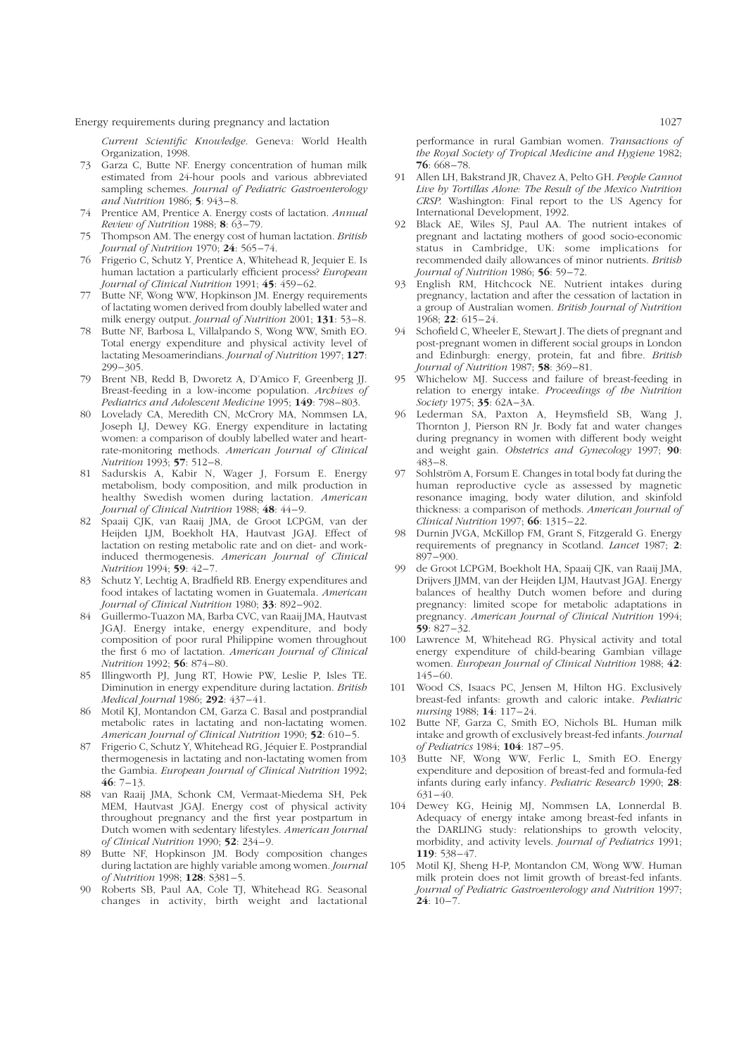*Current Scientific Knowledge*. Geneva: World Health Organization, 1998.

73 Garza C, Butte NF. Energy concentration of human milk estimated from 24-hour pools and various abbreviated sampling schemes. *Journal of Pediatric Gastroenterology and Nutrition* 1986; **5**: 943–8.

74 Prentice AM, Prentice A. Energy costs of lactation. *Annual Review of Nutrition* 1988; **8**: 63–79.

75 Thompson AM. The energy cost of human lactation. *British Journal of Nutrition* 1970; **24**: 565–74.

76 Frigerio C, Schutz Y, Prentice A, Whitehead R, Jequier E. Is human lactation a particularly efficient process? *European Journal of Clinical Nutrition* 1991; **45**: 459–62.

77 Butte NF, Wong WW, Hopkinson JM. Energy requirements of lactating women derived from doubly labelled water and milk energy output. *Journal of Nutrition* 2001; **131**: 53–8.

78 Butte NF, Barbosa L, Villalpando S, Wong WW, Smith EO. Total energy expenditure and physical activity level of lactating Mesoamerindians. *Journal of Nutrition* 1997; **127**: 299–305.

79 Brent NB, Redd B, Dworetz A, D'Amico F, Greenberg JJ. Breast-feeding in a low-income population. *Archives of Pediatrics and Adolescent Medicine* 1995; **149**: 798–803.

80 Lovelady CA, Meredith CN, McCrory MA, Nommsen LA, Joseph LJ, Dewey KG. Energy expenditure in lactating women: a comparison of doubly labelled water and heart-rate-monitoring methods. *American Journal of Clinical Nutrition* 1993; **57**: 512–8.

81 Sadurskis A, Kabir N, Wager J, Forsum E. Energy metabolism, body composition, and milk production in healthy Swedish women during lactation. *American Journal of Clinical Nutrition* 1988; **48**: 44–9.

82 Spaaij CJK, van Raaij JMA, de Groot LCPGM, van der Heijden LJM, Boekholt HA, Hautvast JGAJ. Effect of lactation on resting metabolic rate and on diet- and work-induced thermogenesis. *American Journal of Clinical Nutrition* 1994; **59**: 42–7.

83 Schutz Y, Lechtig A, Bradfield RB. Energy expenditures and food intakes of lactating women in Guatemala. *American Journal of Clinical Nutrition* 1980; **33**: 892–902.

84 Guillermo-Tuazon MA, Barba CVC, van Raaij JMA, Hautvast JGAJ. Energy intake, energy expenditure, and body composition of poor rural Philippine women throughout the first 6 mo of lactation. *American Journal of Clinical Nutrition* 1992; **56**: 874–80.

85 Illingworth PJ, Jung RT, Howie PW, Leslie P, Isles TE. Diminution in energy expenditure during lactation. *British Medical Journal* 1986; **292**: 437–41.

86 Motil KJ, Montandon CM, Garza C. Basal and postprandial metabolic rates in lactating and non-lactating women. *American Journal of Clinical Nutrition* 1990; **52**: 610–5.

87 Frigerio C, Schutz Y, Whitehead RG, Jéquier E. Postprandial thermogenesis in lactating and non-lactating women from the Gambia. *European Journal of Clinical Nutrition* 1992; **46**: 7–13.

88 van Raaij JMA, Schonk CM, Vermaat-Miedema SH, Pek MEM, Hautvast JGAJ. Energy cost of physical activity throughout pregnancy and the first year postpartum in Dutch women with sedentary lifestyles. *American Journal of Clinical Nutrition* 1990; **52**: 234–9.

89 Butte NF, Hopkinson JM. Body composition changes during lactation are highly variable among women. *Journal of Nutrition* 1998; **128**: S381–5.

90 Roberts SB, Paul AA, Cole TJ, Whitehead RG. Seasonal changes in activity, birth weight and lactational performance in rural Gambian women. *Transactions of the Royal Society of Tropical Medicine and Hygiene* 1982; **76**: 668–78.

91 Allen LH, Bakstrand JR, Chavez A, Pelto GH. *People Cannot Live by Tortillas Alone: The Result of the Mexico Nutrition CRSP*. Washington: Final report to the US Agency for International Development, 1992.

92 Black AE, Wiles SJ, Paul AA. The nutrient intakes of pregnant and lactating mothers of good socio-economic status in Cambridge, UK: some implications for recommended daily allowances of minor nutrients. *British Journal of Nutrition* 1986; **56**: 59–72.

93 English RM, Hitchcock NE. Nutrient intakes during pregnancy, lactation and after the cessation of lactation in a group of Australian women. *British Journal of Nutrition* 1968; **22**: 615–24.

94 Schofield C, Wheeler E, Stewart J. The diets of pregnant and post-pregnant women in different social groups in London and Edinburgh: energy, protein, fat and fibre. *British Journal of Nutrition* 1987; **58**: 369–81.

95 Whichelow MJ. Success and failure of breast-feeding in relation to energy intake. *Proceedings of the Nutrition Society* 1975; **35**: 62A–3A.

96 Lederman SA, Paxton A, Heymsfield SB, Wang J, Thornton J, Pierson RN Jr. Body fat and water changes during pregnancy in women with different body weight and weight gain. *Obstetrics and Gynecology* 1997; **90**: 483–8.

97 Sohlström A, Forsum E. Changes in total body fat during the human reproductive cycle as assessed by magnetic resonance imaging, body water dilution, and skinfold thickness: a comparison of methods. *American Journal of Clinical Nutrition* 1997; **66**: 1315–22.

98 Durnin JVGA, McKillop FM, Grant S, Fitzgerald G. Energy requirements of pregnancy in Scotland. *Lancet* 1987; **2**: 897–900.

99 de Groot LCPGM, Boekholt HA, Spaaij CJK, van Raaij JMA, Drijvers JJMM, van der Heijden LJM, Hautvast JGAJ. Energy balances of healthy Dutch women before and during pregnancy: limited scope for metabolic adaptations in pregnancy. *American Journal of Clinical Nutrition* 1994; **59**: 827–32.

100 Lawrence M, Whitehead RG. Physical activity and total energy expenditure of child-bearing Gambian village women. *European Journal of Clinical Nutrition* 1988; **42**: 145–60.

101 Wood CS, Isaacs PC, Jensen M, Hilton HG. Exclusively breast-fed infants: growth and caloric intake. *Pediatric nursing* 1988; **14**: 117–24.

102 Butte NF, Garza C, Smith EO, Nichols BL. Human milk intake and growth of exclusively breast-fed infants. *Journal of Pediatrics* 1984; **104**: 187–95.

103 Butte NF, Wong WW, Ferlic L, Smith EO. Energy expenditure and deposition of breast-fed and formula-fed infants during early infancy. *Pediatric Research* 1990; **28**: 631–40.

104 Dewey KG, Heinig MJ, Nommsen LA, Lonnerdal B. Adequacy of energy intake among breast-fed infants in the DARLING study: relationships to growth velocity, morbidity, and activity levels. *Journal of Pediatrics* 1991; **119**: 538–47.

105 Motil KJ, Sheng H-P, Montandon CM, Wong WW. Human milk protein does not limit growth of breast-fed infants. *Journal of Pediatric Gastroenterology and Nutrition* 1997; **24**: 10–7.